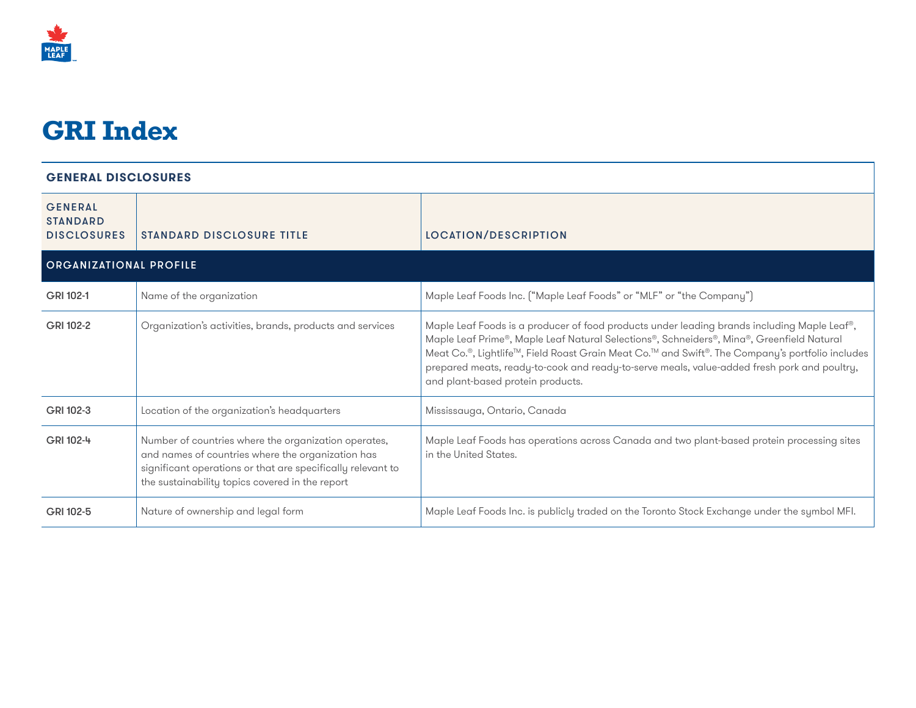# GRI Index

| GENERAL DISCLOSURES | | |
|---|---|---|
| **GENERAL STANDARD DISCLOSURES** | **STANDARD DISCLOSURE TITLE** | **LOCATION/DESCRIPTION** |
| **ORGANIZATIONAL PROFILE** | | |
| GRI 102-1 | Name of the organization | Maple Leaf Foods Inc. ("Maple Leaf Foods" or "MLF" or "the Company") |
| GRI 102-2 | Organization's activities, brands, products and services | Maple Leaf Foods is a producer of food products under leading brands including Maple Leaf®, Maple Leaf Prime®, Maple Leaf Natural Selections®, Schneiders®, Mina®, Greenfield Natural Meat Co.®, Lightlife™, Field Roast Grain Meat Co.™ and Swift®. The Company's portfolio includes prepared meats, ready-to-cook and ready-to-serve meals, value-added fresh pork and poultry, and plant-based protein products. |
| GRI 102-3 | Location of the organization's headquarters | Mississauga, Ontario, Canada |
| GRI 102-4 | Number of countries where the organization operates, and names of countries where the organization has significant operations or that are specifically relevant to the sustainability topics covered in the report | Maple Leaf Foods has operations across Canada and two plant-based protein processing sites in the United States. |
| GRI 102-5 | Nature of ownership and legal form | Maple Leaf Foods Inc. is publicly traded on the Toronto Stock Exchange under the symbol MFI. |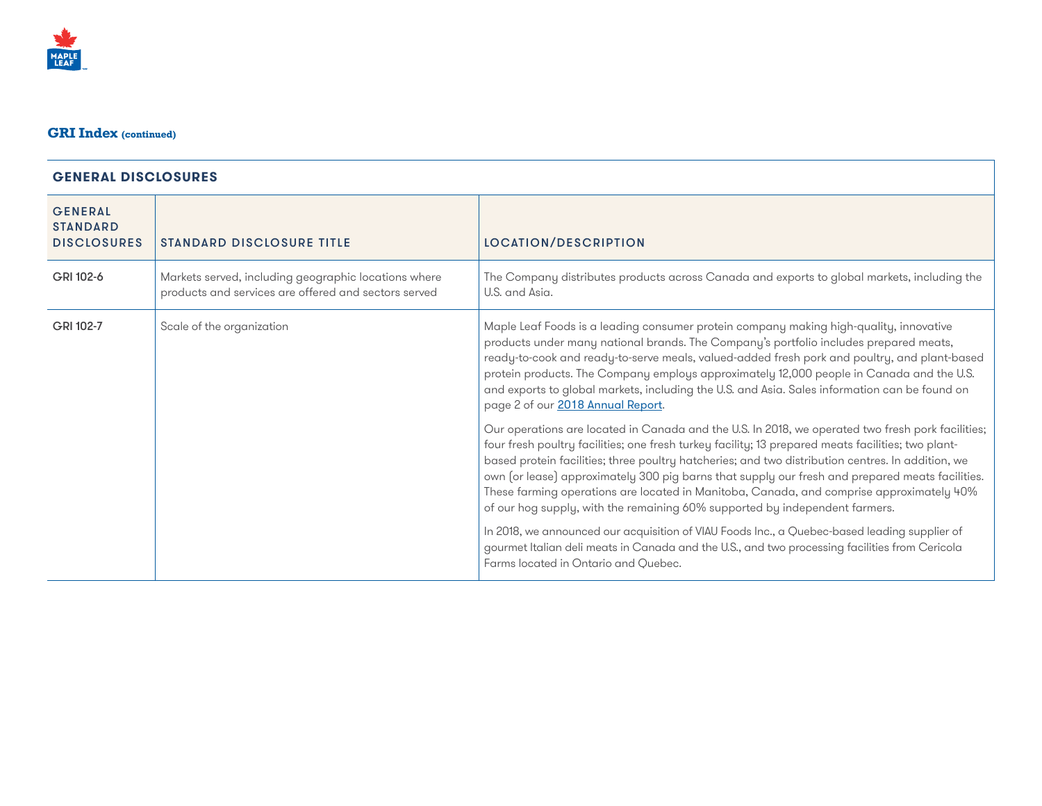## GRI Index (continued)

| GENERAL DISCLOSURES | | |
|---|---|---|
| **GENERAL STANDARD DISCLOSURES** | **STANDARD DISCLOSURE TITLE** | **LOCATION/DESCRIPTION** |
| GRI 102-6 | Markets served, including geographic locations where products and services are offered and sectors served | The Company distributes products across Canada and exports to global markets, including the U.S. and Asia. |
| GRI 102-7 | Scale of the organization | Maple Leaf Foods is a leading consumer protein company making high-quality, innovative products under many national brands. The Company's portfolio includes prepared meats, ready-to-cook and ready-to-serve meals, valued-added fresh pork and poultry, and plant-based protein products. The Company employs approximately 12,000 people in Canada and the U.S. and exports to global markets, including the U.S. and Asia. Sales information can be found on page 2 of our 2018 Annual Report.<br><br>Our operations are located in Canada and the U.S. In 2018, we operated two fresh pork facilities; four fresh poultry facilities; one fresh turkey facility; 13 prepared meats facilities; two plant-based protein facilities; three poultry hatcheries; and two distribution centres. In addition, we own (or lease) approximately 300 pig barns that supply our fresh and prepared meats facilities. These farming operations are located in Manitoba, Canada, and comprise approximately 40% of our hog supply, with the remaining 60% supported by independent farmers.<br><br>In 2018, we announced our acquisition of VIAU Foods Inc., a Quebec-based leading supplier of gourmet Italian deli meats in Canada and the U.S., and two processing facilities from Cericola Farms located in Ontario and Quebec. |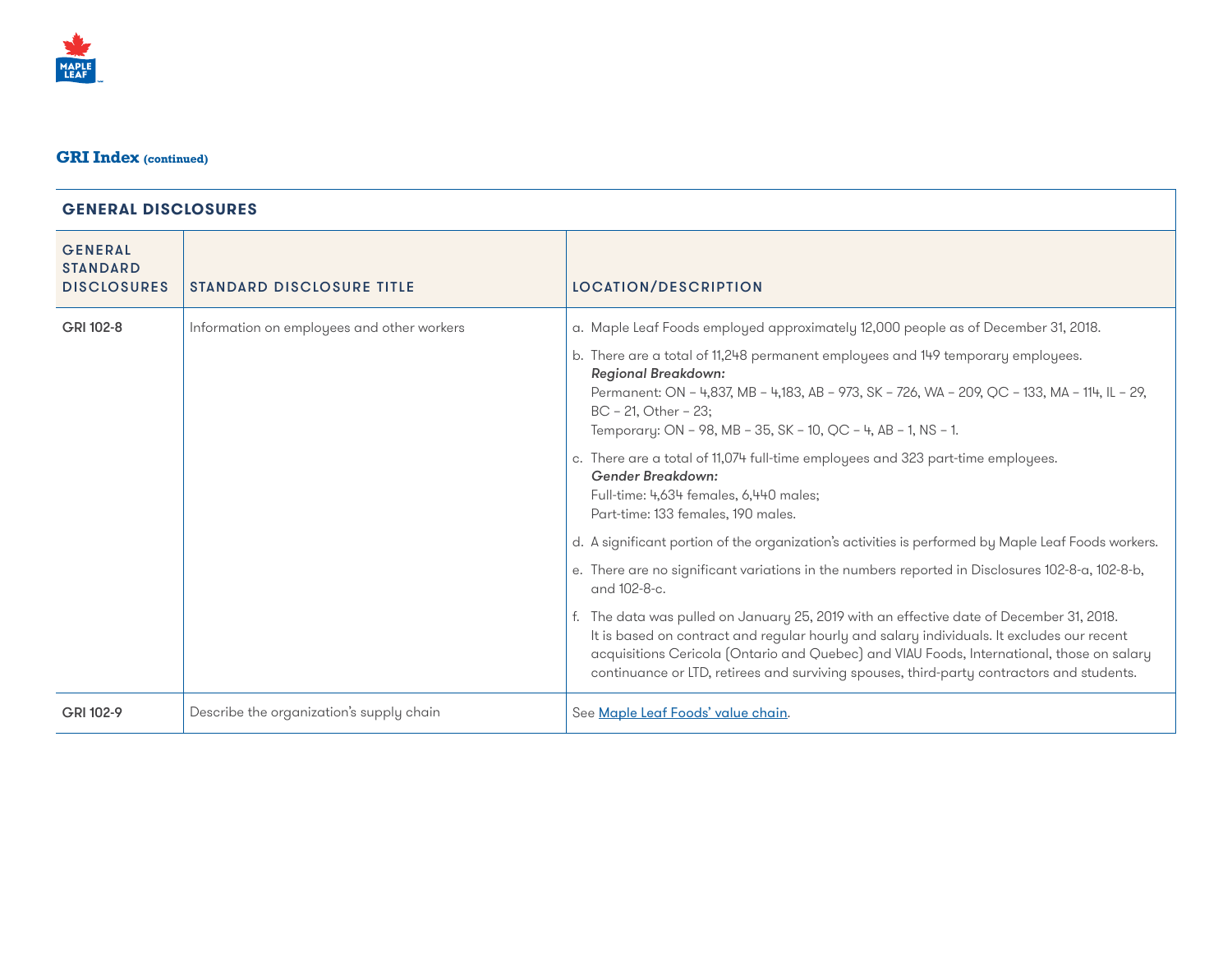## GRI Index (continued)

| GENERAL DISCLOSURES | | |
|---|---|---|
| **GENERAL STANDARD DISCLOSURES** | **STANDARD DISCLOSURE TITLE** | **LOCATION/DESCRIPTION** |
| GRI 102-8 | Information on employees and other workers | a. Maple Leaf Foods employed approximately 12,000 people as of December 31, 2018.<br><br>b. There are a total of 11,248 permanent employees and 149 temporary employees.<br>*Regional Breakdown:*<br>Permanent: ON – 4,837, MB – 4,183, AB – 973, SK – 726, WA – 209, QC – 133, MA – 114, IL – 29, BC – 21, Other – 23;<br>Temporary: ON – 98, MB – 35, SK – 10, QC – 4, AB – 1, NS – 1.<br><br>c. There are a total of 11,074 full-time employees and 323 part-time employees.<br>*Gender Breakdown:*<br>Full-time: 4,634 females, 6,440 males;<br>Part-time: 133 females, 190 males.<br><br>d. A significant portion of the organization's activities is performed by Maple Leaf Foods workers.<br><br>e. There are no significant variations in the numbers reported in Disclosures 102-8-a, 102-8-b, and 102-8-c.<br><br>f. The data was pulled on January 25, 2019 with an effective date of December 31, 2018. It is based on contract and regular hourly and salary individuals. It excludes our recent acquisitions Cericola (Ontario and Quebec) and VIAU Foods, International, those on salary continuance or LTD, retirees and surviving spouses, third-party contractors and students. |
| GRI 102-9 | Describe the organization's supply chain | See Maple Leaf Foods' value chain. |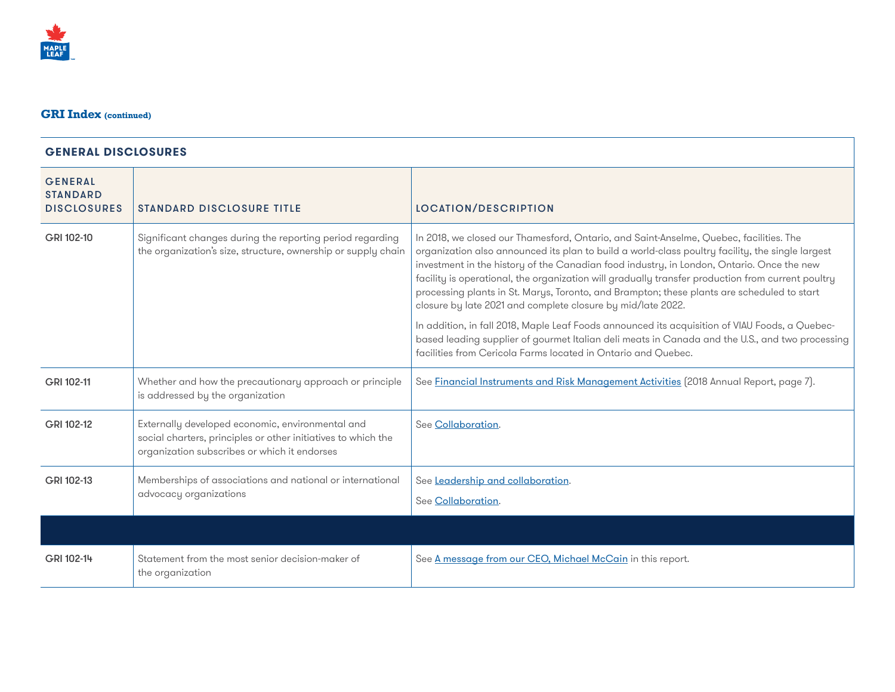## GRI Index (continued)

| GENERAL DISCLOSURES | | |
|---|---|---|
| **GENERAL STANDARD DISCLOSURES** | **STANDARD DISCLOSURE TITLE** | **LOCATION/DESCRIPTION** |
| GRI 102-10 | Significant changes during the reporting period regarding the organization's size, structure, ownership or supply chain | In 2018, we closed our Thamesford, Ontario, and Saint-Anselme, Quebec, facilities. The organization also announced its plan to build a world-class poultry facility, the single largest investment in the history of the Canadian food industry, in London, Ontario. Once the new facility is operational, the organization will gradually transfer production from current poultry processing plants in St. Marys, Toronto, and Brampton; these plants are scheduled to start closure by late 2021 and complete closure by mid/late 2022.<br><br>In addition, in fall 2018, Maple Leaf Foods announced its acquisition of VIAU Foods, a Quebec-based leading supplier of gourmet Italian deli meats in Canada and the U.S., and two processing facilities from Cericola Farms located in Ontario and Quebec. |
| GRI 102-11 | Whether and how the precautionary approach or principle is addressed by the organization | See Financial Instruments and Risk Management Activities (2018 Annual Report, page 7). |
| GRI 102-12 | Externally developed economic, environmental and social charters, principles or other initiatives to which the organization subscribes or which it endorses | See Collaboration. |
| GRI 102-13 | Memberships of associations and national or international advocacy organizations | See Leadership and collaboration.<br><br>See Collaboration. |
| | | |
| GRI 102-14 | Statement from the most senior decision-maker of the organization | See A message from our CEO, Michael McCain in this report. |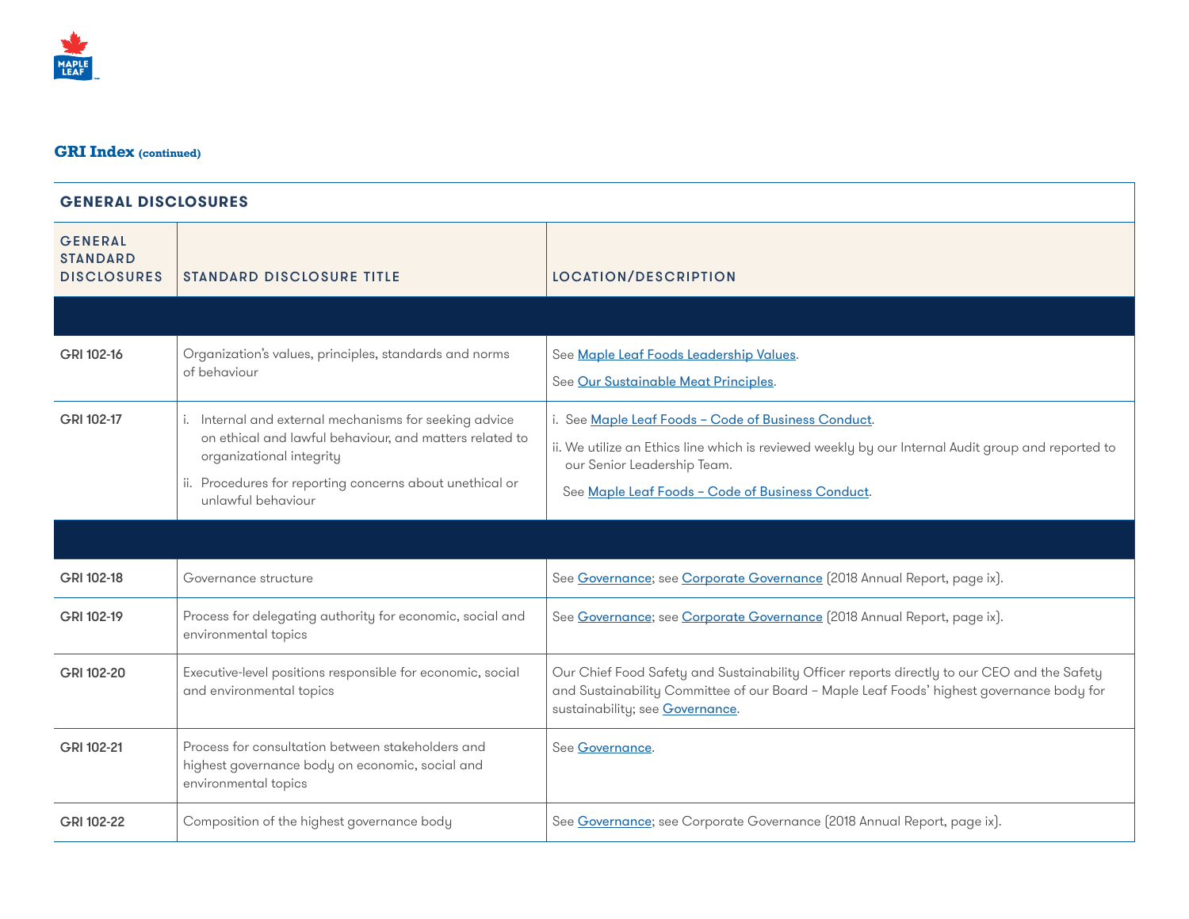## GRI Index (continued)

| GENERAL DISCLOSURES | | |
|---|---|---|
| **GENERAL STANDARD DISCLOSURES** | **STANDARD DISCLOSURE TITLE** | **LOCATION/DESCRIPTION** |
| | | |
| GRI 102-16 | Organization's values, principles, standards and norms of behaviour | See Maple Leaf Foods Leadership Values.<br>See Our Sustainable Meat Principles. |
| GRI 102-17 | i. Internal and external mechanisms for seeking advice on ethical and lawful behaviour, and matters related to organizational integrity<br>ii. Procedures for reporting concerns about unethical or unlawful behaviour | i. See Maple Leaf Foods – Code of Business Conduct.<br>ii. We utilize an Ethics line which is reviewed weekly by our Internal Audit group and reported to our Senior Leadership Team.<br>See Maple Leaf Foods – Code of Business Conduct. |
| | | |
| GRI 102-18 | Governance structure | See Governance; see Corporate Governance (2018 Annual Report, page ix). |
| GRI 102-19 | Process for delegating authority for economic, social and environmental topics | See Governance; see Corporate Governance (2018 Annual Report, page ix). |
| GRI 102-20 | Executive-level positions responsible for economic, social and environmental topics | Our Chief Food Safety and Sustainability Officer reports directly to our CEO and the Safety and Sustainability Committee of our Board – Maple Leaf Foods' highest governance body for sustainability; see Governance. |
| GRI 102-21 | Process for consultation between stakeholders and highest governance body on economic, social and environmental topics | See Governance. |
| GRI 102-22 | Composition of the highest governance body | See Governance; see Corporate Governance (2018 Annual Report, page ix). |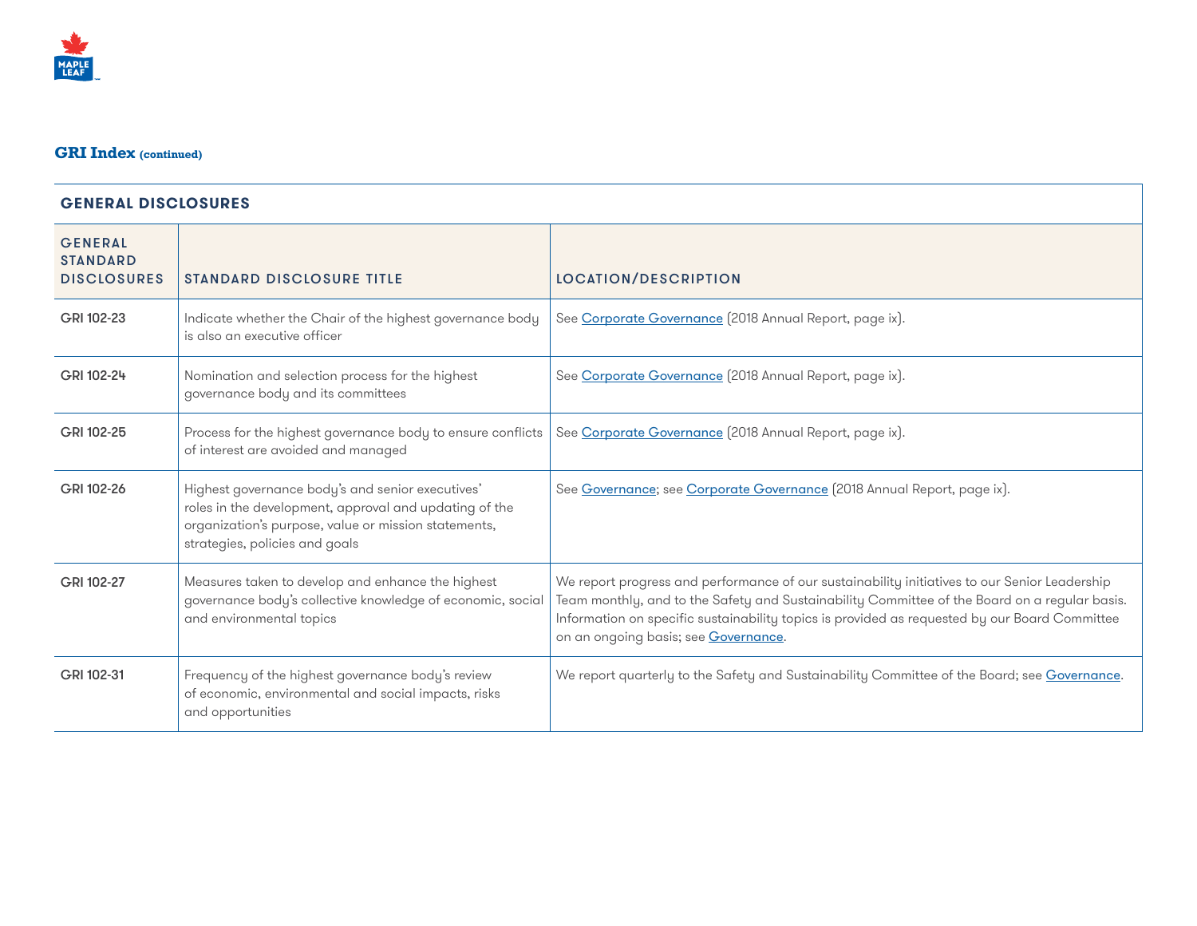## GRI Index (continued)

| GENERAL DISCLOSURES | | |
|---|---|---|
| **GENERAL STANDARD DISCLOSURES** | **STANDARD DISCLOSURE TITLE** | **LOCATION/DESCRIPTION** |
| GRI 102-23 | Indicate whether the Chair of the highest governance body is also an executive officer | See Corporate Governance (2018 Annual Report, page ix). |
| GRI 102-24 | Nomination and selection process for the highest governance body and its committees | See Corporate Governance (2018 Annual Report, page ix). |
| GRI 102-25 | Process for the highest governance body to ensure conflicts of interest are avoided and managed | See Corporate Governance (2018 Annual Report, page ix). |
| GRI 102-26 | Highest governance body's and senior executives' roles in the development, approval and updating of the organization's purpose, value or mission statements, strategies, policies and goals | See Governance; see Corporate Governance (2018 Annual Report, page ix). |
| GRI 102-27 | Measures taken to develop and enhance the highest governance body's collective knowledge of economic, social and environmental topics | We report progress and performance of our sustainability initiatives to our Senior Leadership Team monthly, and to the Safety and Sustainability Committee of the Board on a regular basis. Information on specific sustainability topics is provided as requested by our Board Committee on an ongoing basis; see Governance. |
| GRI 102-31 | Frequency of the highest governance body's review of economic, environmental and social impacts, risks and opportunities | We report quarterly to the Safety and Sustainability Committee of the Board; see Governance. |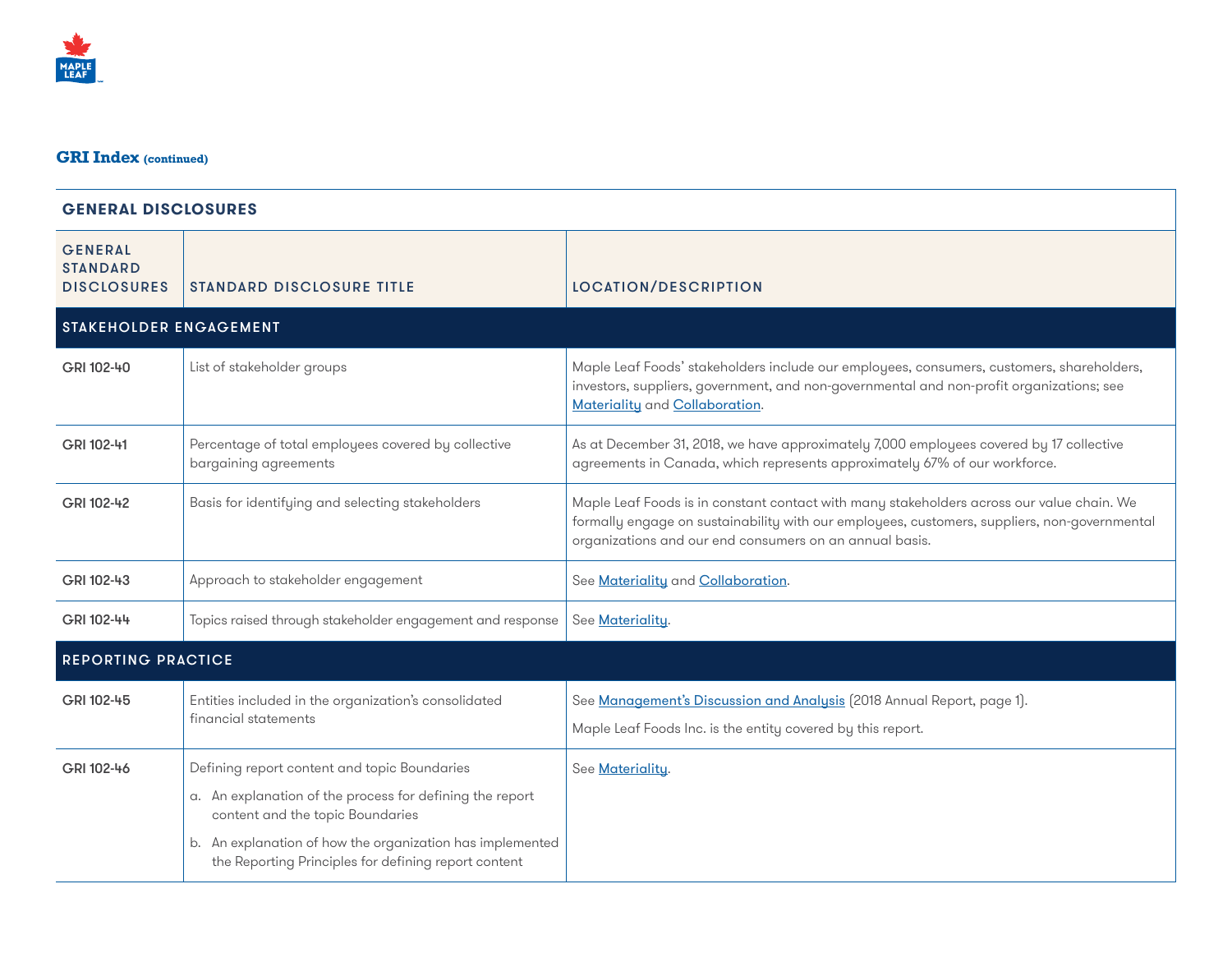## GRI Index (continued)

| GENERAL DISCLOSURES | | |
|---|---|---|
| **GENERAL STANDARD DISCLOSURES** | **STANDARD DISCLOSURE TITLE** | **LOCATION/DESCRIPTION** |
| **STAKEHOLDER ENGAGEMENT** | | |
| GRI 102-40 | List of stakeholder groups | Maple Leaf Foods' stakeholders include our employees, consumers, customers, shareholders, investors, suppliers, government, and non-governmental and non-profit organizations; see Materiality and Collaboration. |
| GRI 102-41 | Percentage of total employees covered by collective bargaining agreements | As at December 31, 2018, we have approximately 7,000 employees covered by 17 collective agreements in Canada, which represents approximately 67% of our workforce. |
| GRI 102-42 | Basis for identifying and selecting stakeholders | Maple Leaf Foods is in constant contact with many stakeholders across our value chain. We formally engage on sustainability with our employees, customers, suppliers, non-governmental organizations and our end consumers on an annual basis. |
| GRI 102-43 | Approach to stakeholder engagement | See Materiality and Collaboration. |
| GRI 102-44 | Topics raised through stakeholder engagement and response | See Materiality. |
| **REPORTING PRACTICE** | | |
| GRI 102-45 | Entities included in the organization's consolidated financial statements | See Management's Discussion and Analysis (2018 Annual Report, page 1).<br><br>Maple Leaf Foods Inc. is the entity covered by this report. |
| GRI 102-46 | Defining report content and topic Boundaries<br><br>a. An explanation of the process for defining the report content and the topic Boundaries<br><br>b. An explanation of how the organization has implemented the Reporting Principles for defining report content | See Materiality. |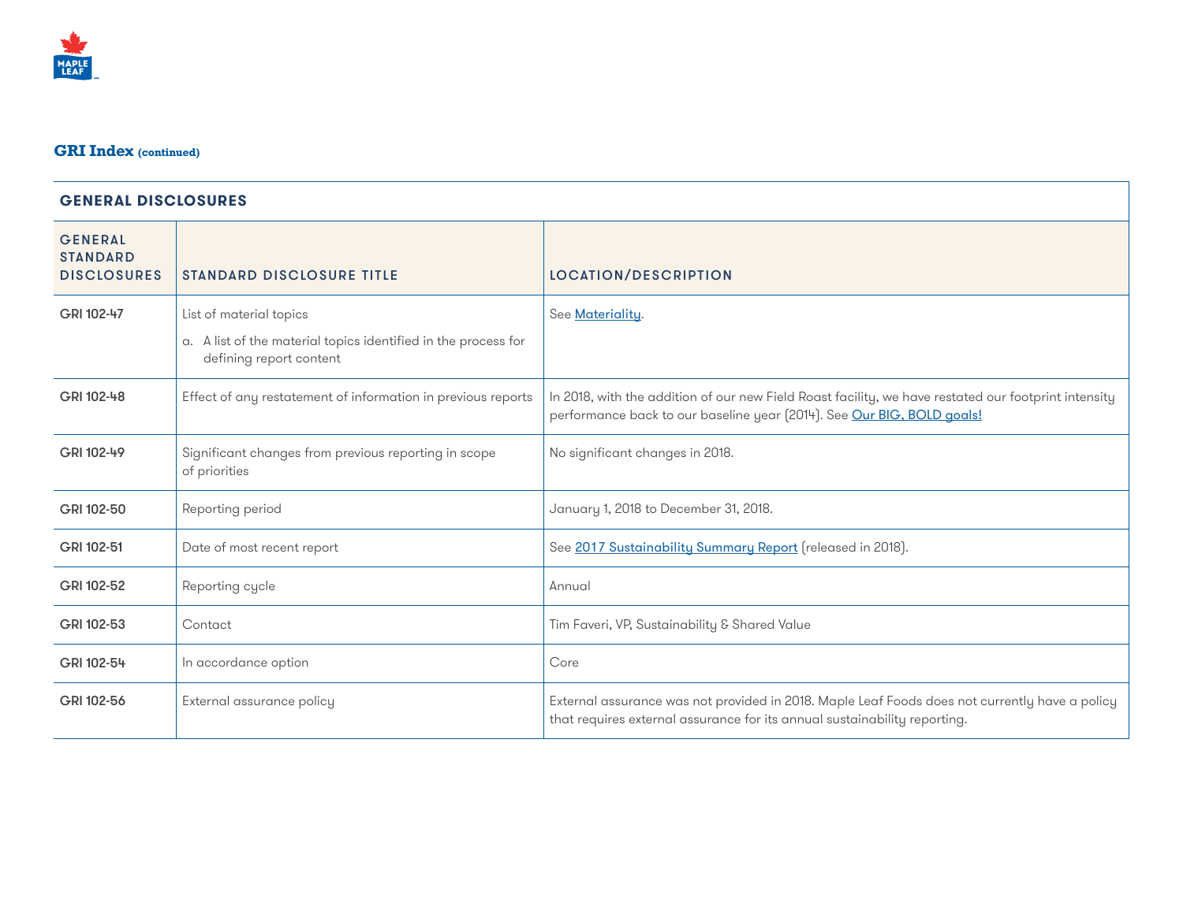## GRI Index (continued)

| GENERAL DISCLOSURES | | |
|---|---|---|
| **GENERAL STANDARD DISCLOSURES** | **STANDARD DISCLOSURE TITLE** | **LOCATION/DESCRIPTION** |
| GRI 102-47 | List of material topics<br>a. A list of the material topics identified in the process for defining report content | See Materiality. |
| GRI 102-48 | Effect of any restatement of information in previous reports | In 2018, with the addition of our new Field Roast facility, we have restated our footprint intensity performance back to our baseline year (2014). See Our BIG, BOLD goals! |
| GRI 102-49 | Significant changes from previous reporting in scope of priorities | No significant changes in 2018. |
| GRI 102-50 | Reporting period | January 1, 2018 to December 31, 2018. |
| GRI 102-51 | Date of most recent report | See 2017 Sustainability Summary Report (released in 2018). |
| GRI 102-52 | Reporting cycle | Annual |
| GRI 102-53 | Contact | Tim Faveri, VP, Sustainability & Shared Value |
| GRI 102-54 | In accordance option | Core |
| GRI 102-56 | External assurance policy | External assurance was not provided in 2018. Maple Leaf Foods does not currently have a policy that requires external assurance for its annual sustainability reporting. |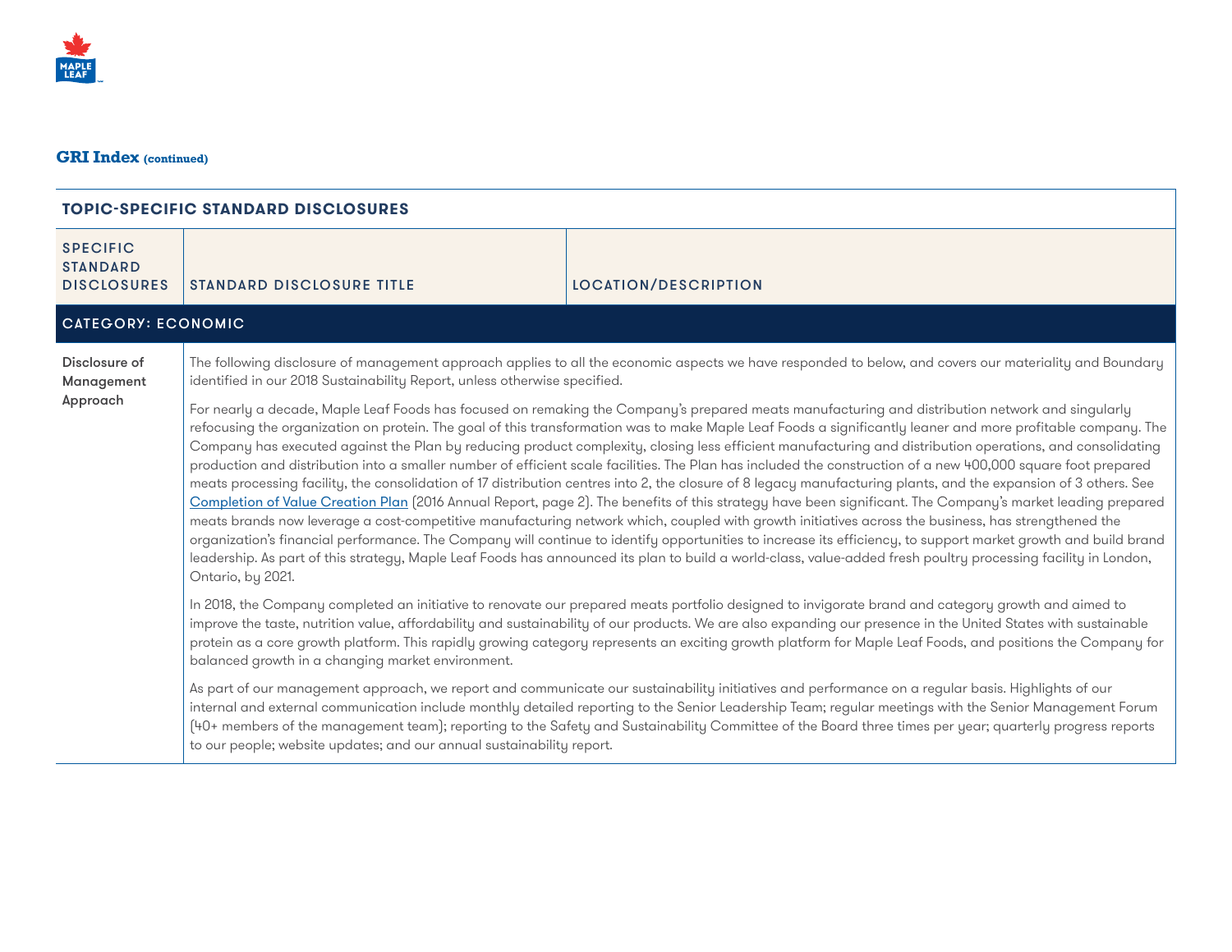## GRI Index (continued)

| TOPIC-SPECIFIC STANDARD DISCLOSURES | | |
|---|---|---|
| SPECIFIC STANDARD DISCLOSURES | STANDARD DISCLOSURE TITLE | LOCATION/DESCRIPTION |
| CATEGORY: ECONOMIC | | |
| Disclosure of Management Approach | The following disclosure of management approach applies to all the economic aspects we have responded to below, and covers our materiality and Boundary identified in our 2018 Sustainability Report, unless otherwise specified.<br><br>For nearly a decade, Maple Leaf Foods has focused on remaking the Company's prepared meats manufacturing and distribution network and singularly refocusing the organization on protein. The goal of this transformation was to make Maple Leaf Foods a significantly leaner and more profitable company. The Company has executed against the Plan by reducing product complexity, closing less efficient manufacturing and distribution operations, and consolidating production and distribution into a smaller number of efficient scale facilities. The Plan has included the construction of a new 400,000 square foot prepared meats processing facility, the consolidation of 17 distribution centres into 2, the closure of 8 legacy manufacturing plants, and the expansion of 3 others. See Completion of Value Creation Plan (2016 Annual Report, page 2). The benefits of this strategy have been significant. The Company's market leading prepared meats brands now leverage a cost-competitive manufacturing network which, coupled with growth initiatives across the business, has strengthened the organization's financial performance. The Company will continue to identify opportunities to increase its efficiency, to support market growth and build brand leadership. As part of this strategy, Maple Leaf Foods has announced its plan to build a world-class, value-added fresh poultry processing facility in London, Ontario, by 2021.<br><br>In 2018, the Company completed an initiative to renovate our prepared meats portfolio designed to invigorate brand and category growth and aimed to improve the taste, nutrition value, affordability and sustainability of our products. We are also expanding our presence in the United States with sustainable protein as a core growth platform. This rapidly growing category represents an exciting growth platform for Maple Leaf Foods, and positions the Company for balanced growth in a changing market environment.<br><br>As part of our management approach, we report and communicate our sustainability initiatives and performance on a regular basis. Highlights of our internal and external communication include monthly detailed reporting to the Senior Leadership Team; regular meetings with the Senior Management Forum (40+ members of the management team); reporting to the Safety and Sustainability Committee of the Board three times per year; quarterly progress reports to our people; website updates; and our annual sustainability report. | |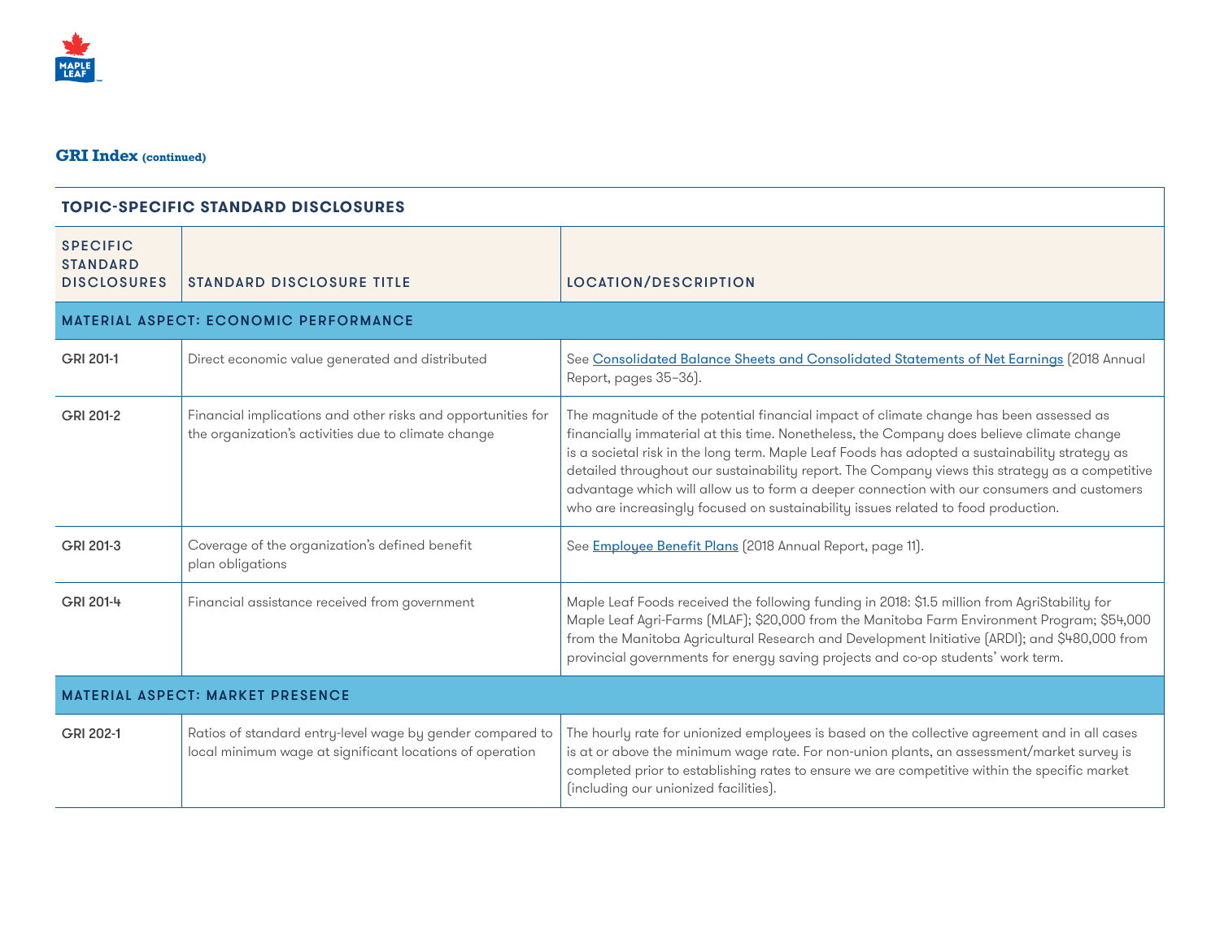## GRI Index (continued)

| TOPIC-SPECIFIC STANDARD DISCLOSURES | | |
|---|---|---|
| **SPECIFIC STANDARD DISCLOSURES** | **STANDARD DISCLOSURE TITLE** | **LOCATION/DESCRIPTION** |
| **MATERIAL ASPECT: ECONOMIC PERFORMANCE** | | |
| GRI 201-1 | Direct economic value generated and distributed | See Consolidated Balance Sheets and Consolidated Statements of Net Earnings (2018 Annual Report, pages 35–36). |
| GRI 201-2 | Financial implications and other risks and opportunities for the organization's activities due to climate change | The magnitude of the potential financial impact of climate change has been assessed as financially immaterial at this time. Nonetheless, the Company does believe climate change is a societal risk in the long term. Maple Leaf Foods has adopted a sustainability strategy as detailed throughout our sustainability report. The Company views this strategy as a competitive advantage which will allow us to form a deeper connection with our consumers and customers who are increasingly focused on sustainability issues related to food production. |
| GRI 201-3 | Coverage of the organization's defined benefit plan obligations | See Employee Benefit Plans (2018 Annual Report, page 11). |
| GRI 201-4 | Financial assistance received from government | Maple Leaf Foods received the following funding in 2018: $1.5 million from AgriStability for Maple Leaf Agri-Farms (MLAF); $20,000 from the Manitoba Farm Environment Program; $54,000 from the Manitoba Agricultural Research and Development Initiative (ARDI); and $480,000 from provincial governments for energy saving projects and co-op students' work term. |
| **MATERIAL ASPECT: MARKET PRESENCE** | | |
| GRI 202-1 | Ratios of standard entry-level wage by gender compared to local minimum wage at significant locations of operation | The hourly rate for unionized employees is based on the collective agreement and in all cases is at or above the minimum wage rate. For non-union plants, an assessment/market survey is completed prior to establishing rates to ensure we are competitive within the specific market (including our unionized facilities). |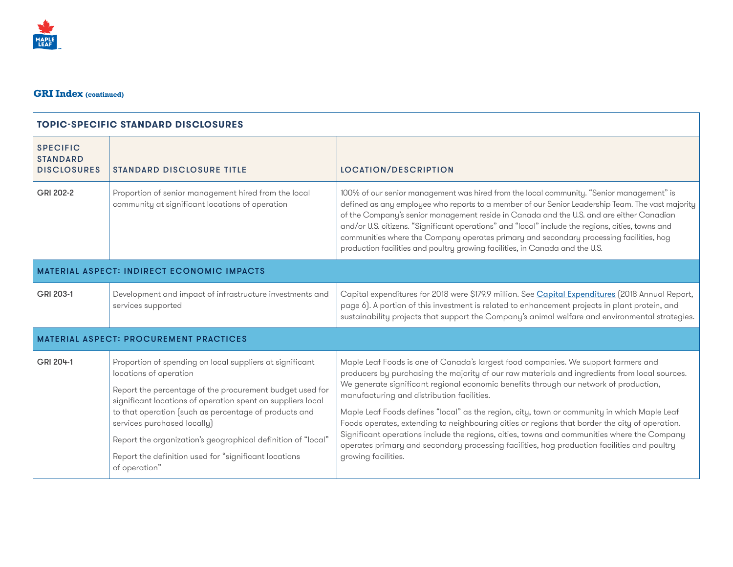## GRI Index (continued)

| TOPIC-SPECIFIC STANDARD DISCLOSURES | | |
|---|---|---|
| **SPECIFIC STANDARD DISCLOSURES** | **STANDARD DISCLOSURE TITLE** | **LOCATION/DESCRIPTION** |
| GRI 202-2 | Proportion of senior management hired from the local community at significant locations of operation | 100% of our senior management was hired from the local community. "Senior management" is defined as any employee who reports to a member of our Senior Leadership Team. The vast majority of the Company's senior management reside in Canada and the U.S. and are either Canadian and/or U.S. citizens. "Significant operations" and "local" include the regions, cities, towns and communities where the Company operates primary and secondary processing facilities, hog production facilities and poultry growing facilities, in Canada and the U.S. |
| **MATERIAL ASPECT: INDIRECT ECONOMIC IMPACTS** | | |
| GRI 203-1 | Development and impact of infrastructure investments and services supported | Capital expenditures for 2018 were $179.9 million. See Capital Expenditures (2018 Annual Report, page 6). A portion of this investment is related to enhancement projects in plant protein, and sustainability projects that support the Company's animal welfare and environmental strategies. |
| **MATERIAL ASPECT: PROCUREMENT PRACTICES** | | |
| GRI 204-1 | Proportion of spending on local suppliers at significant locations of operation<br><br>Report the percentage of the procurement budget used for significant locations of operation spent on suppliers local to that operation (such as percentage of products and services purchased locally)<br><br>Report the organization's geographical definition of "local"<br><br>Report the definition used for "significant locations of operation" | Maple Leaf Foods is one of Canada's largest food companies. We support farmers and producers by purchasing the majority of our raw materials and ingredients from local sources. We generate significant regional economic benefits through our network of production, manufacturing and distribution facilities.<br><br>Maple Leaf Foods defines "local" as the region, city, town or community in which Maple Leaf Foods operates, extending to neighbouring cities or regions that border the city of operation. Significant operations include the regions, cities, towns and communities where the Company operates primary and secondary processing facilities, hog production facilities and poultry growing facilities. |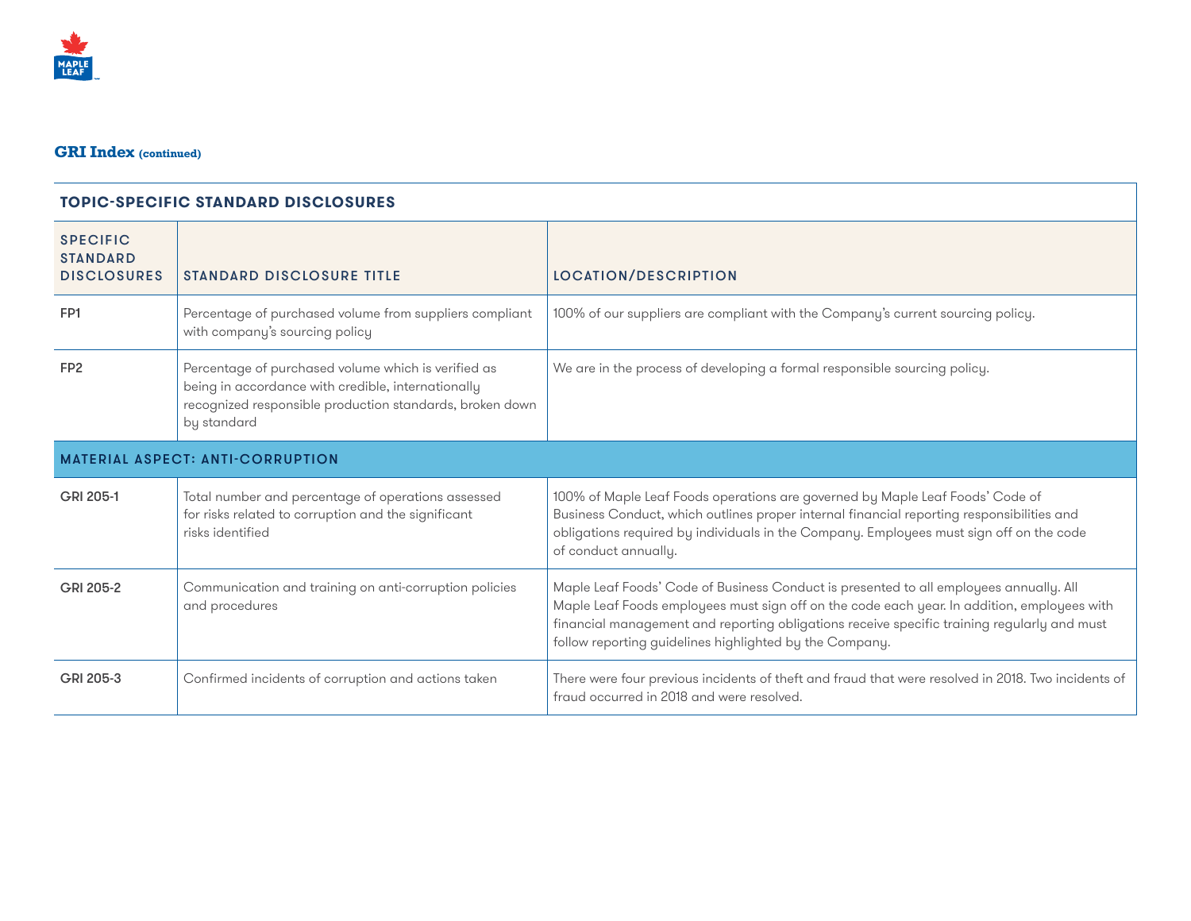## GRI Index (continued)

| TOPIC-SPECIFIC STANDARD DISCLOSURES | | |
|---|---|---|
| SPECIFIC STANDARD DISCLOSURES | STANDARD DISCLOSURE TITLE | LOCATION/DESCRIPTION |
| FP1 | Percentage of purchased volume from suppliers compliant with company's sourcing policy | 100% of our suppliers are compliant with the Company's current sourcing policy. |
| FP2 | Percentage of purchased volume which is verified as being in accordance with credible, internationally recognized responsible production standards, broken down by standard | We are in the process of developing a formal responsible sourcing policy. |
| MATERIAL ASPECT: ANTI-CORRUPTION | | |
| GRI 205-1 | Total number and percentage of operations assessed for risks related to corruption and the significant risks identified | 100% of Maple Leaf Foods operations are governed by Maple Leaf Foods' Code of Business Conduct, which outlines proper internal financial reporting responsibilities and obligations required by individuals in the Company. Employees must sign off on the code of conduct annually. |
| GRI 205-2 | Communication and training on anti-corruption policies and procedures | Maple Leaf Foods' Code of Business Conduct is presented to all employees annually. All Maple Leaf Foods employees must sign off on the code each year. In addition, employees with financial management and reporting obligations receive specific training regularly and must follow reporting guidelines highlighted by the Company. |
| GRI 205-3 | Confirmed incidents of corruption and actions taken | There were four previous incidents of theft and fraud that were resolved in 2018. Two incidents of fraud occurred in 2018 and were resolved. |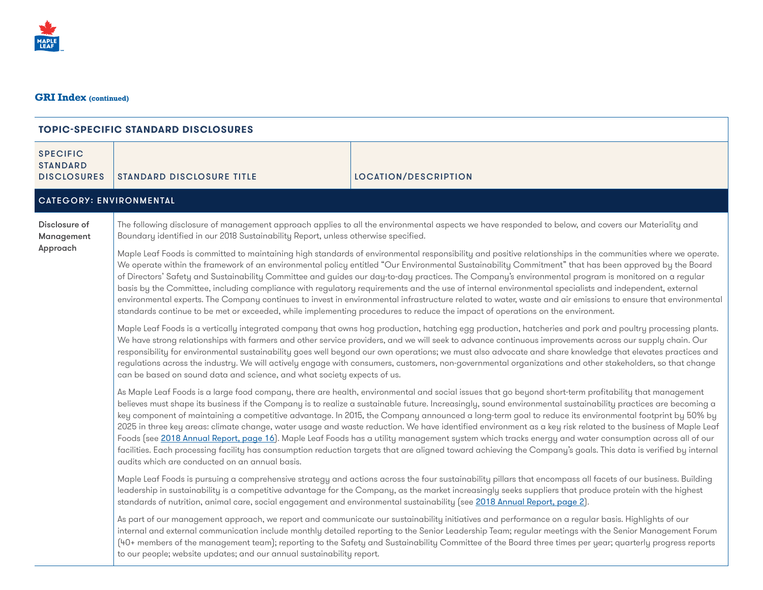## GRI Index (continued)

| TOPIC-SPECIFIC STANDARD DISCLOSURES | | |
|---|---|---|
| **SPECIFIC STANDARD DISCLOSURES** | **STANDARD DISCLOSURE TITLE** | **LOCATION/DESCRIPTION** |
| **CATEGORY: ENVIRONMENTAL** | | |
| Disclosure of Management Approach | The following disclosure of management approach applies to all the environmental aspects we have responded to below, and covers our Materiality and Boundary identified in our 2018 Sustainability Report, unless otherwise specified.<br><br>Maple Leaf Foods is committed to maintaining high standards of environmental responsibility and positive relationships in the communities where we operate. We operate within the framework of an environmental policy entitled "Our Environmental Sustainability Commitment" that has been approved by the Board of Directors' Safety and Sustainability Committee and guides our day-to-day practices. The Company's environmental program is monitored on a regular basis by the Committee, including compliance with regulatory requirements and the use of internal environmental specialists and independent, external environmental experts. The Company continues to invest in environmental infrastructure related to water, waste and air emissions to ensure that environmental standards continue to be met or exceeded, while implementing procedures to reduce the impact of operations on the environment.<br><br>Maple Leaf Foods is a vertically integrated company that owns hog production, hatching egg production, hatcheries and pork and poultry processing plants. We have strong relationships with farmers and other service providers, and we will seek to advance continuous improvements across our supply chain. Our responsibility for environmental sustainability goes well beyond our own operations; we must also advocate and share knowledge that elevates practices and regulations across the industry. We will actively engage with consumers, customers, non-governmental organizations and other stakeholders, so that change can be based on sound data and science, and what society expects of us.<br><br>As Maple Leaf Foods is a large food company, there are health, environmental and social issues that go beyond short-term profitability that management believes must shape its business if the Company is to realize a sustainable future. Increasingly, sound environmental sustainability practices are becoming a key component of maintaining a competitive advantage. In 2015, the Company announced a long-term goal to reduce its environmental footprint by 50% by 2025 in three key areas: climate change, water usage and waste reduction. We have identified environment as a key risk related to the business of Maple Leaf Foods (see 2018 Annual Report, page 16). Maple Leaf Foods has a utility management system which tracks energy and water consumption across all of our facilities. Each processing facility has consumption reduction targets that are aligned toward achieving the Company's goals. This data is verified by internal audits which are conducted on an annual basis.<br><br>Maple Leaf Foods is pursuing a comprehensive strategy and actions across the four sustainability pillars that encompass all facets of our business. Building leadership in sustainability is a competitive advantage for the Company, as the market increasingly seeks suppliers that produce protein with the highest standards of nutrition, animal care, social engagement and environmental sustainability (see 2018 Annual Report, page 2).<br><br>As part of our management approach, we report and communicate our sustainability initiatives and performance on a regular basis. Highlights of our internal and external communication include monthly detailed reporting to the Senior Leadership Team; regular meetings with the Senior Management Forum (40+ members of the management team); reporting to the Safety and Sustainability Committee of the Board three times per year; quarterly progress reports to our people; website updates; and our annual sustainability report. | |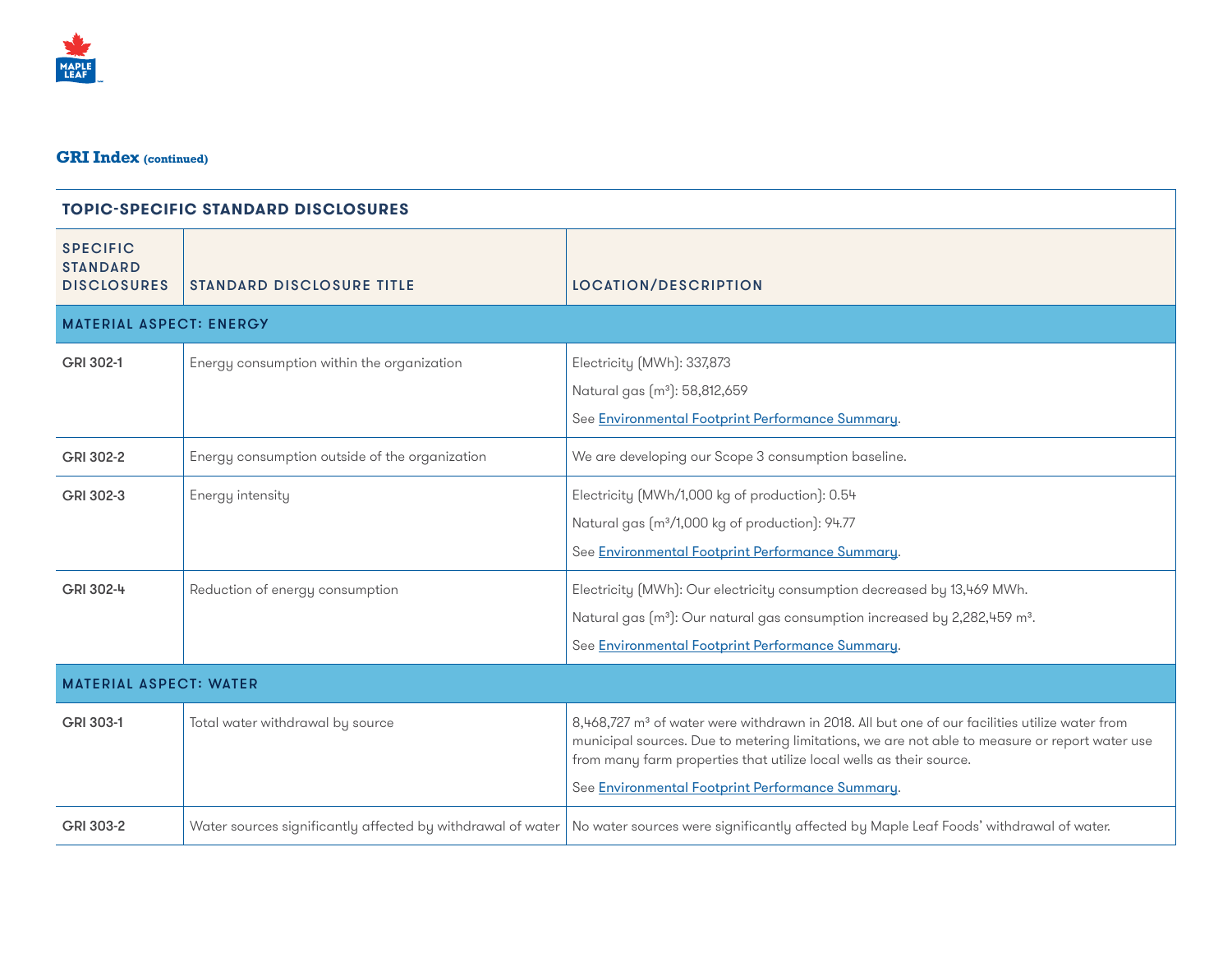## GRI Index (continued)

| TOPIC-SPECIFIC STANDARD DISCLOSURES | | |
|---|---|---|
| **SPECIFIC STANDARD DISCLOSURES** | **STANDARD DISCLOSURE TITLE** | **LOCATION/DESCRIPTION** |
| **MATERIAL ASPECT: ENERGY** | | |
| **GRI 302-1** | Energy consumption within the organization | Electricity (MWh): 337,873<br>Natural gas ($m^3$): 58,812,659<br>See Environmental Footprint Performance Summary. |
| **GRI 302-2** | Energy consumption outside of the organization | We are developing our Scope 3 consumption baseline. |
| **GRI 302-3** | Energy intensity | Electricity (MWh/1,000 kg of production): 0.54<br>Natural gas ($m^3$/1,000 kg of production): 94.77<br>See Environmental Footprint Performance Summary. |
| **GRI 302-4** | Reduction of energy consumption | Electricity (MWh): Our electricity consumption decreased by 13,469 MWh.<br>Natural gas ($m^3$): Our natural gas consumption increased by 2,282,459 $m^3$.<br>See Environmental Footprint Performance Summary. |
| **MATERIAL ASPECT: WATER** | | |
| **GRI 303-1** | Total water withdrawal by source | 8,468,727 $m^3$ of water were withdrawn in 2018. All but one of our facilities utilize water from municipal sources. Due to metering limitations, we are not able to measure or report water use from many farm properties that utilize local wells as their source.<br>See Environmental Footprint Performance Summary. |
| **GRI 303-2** | Water sources significantly affected by withdrawal of water | No water sources were significantly affected by Maple Leaf Foods' withdrawal of water. |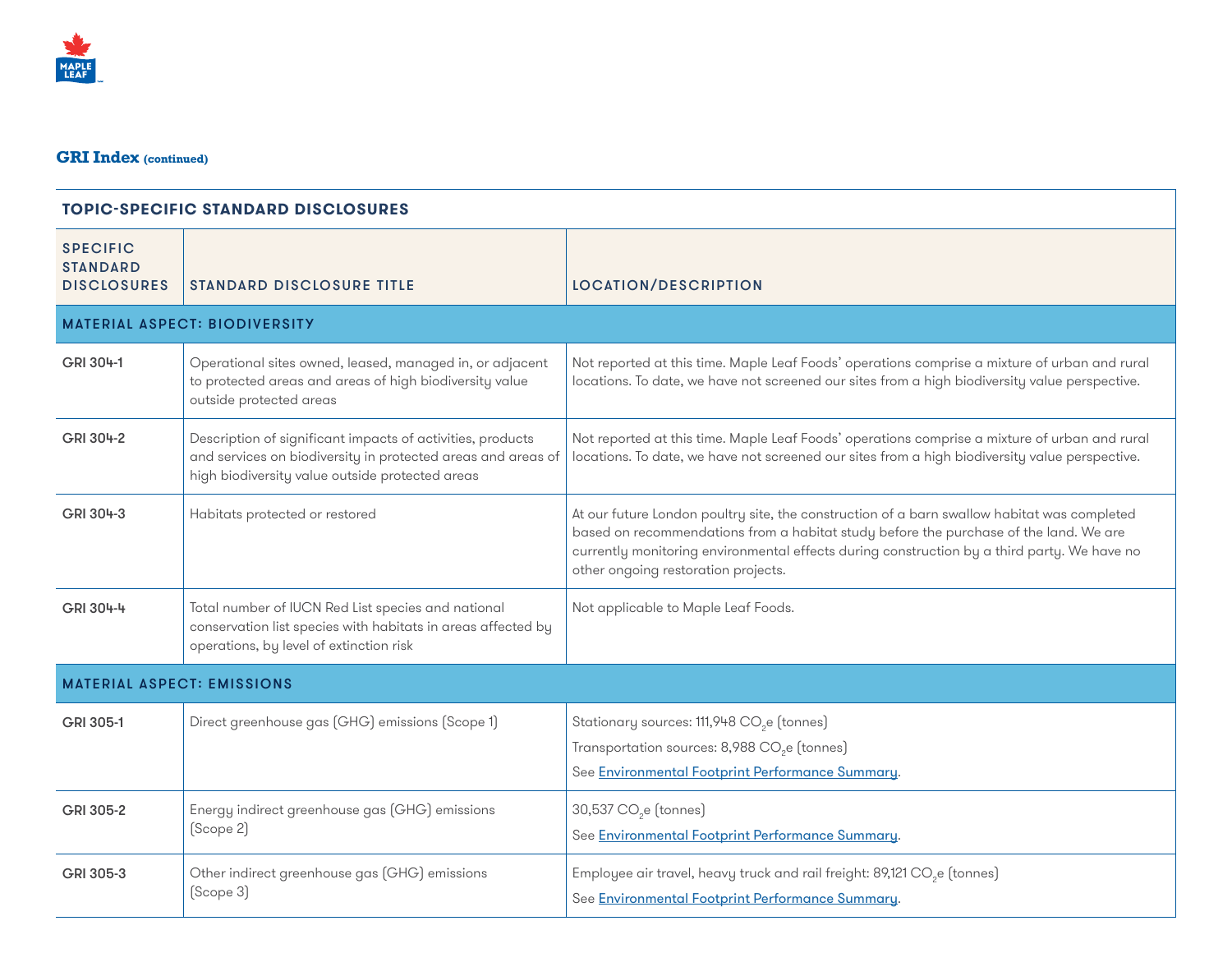## GRI Index (continued)

| TOPIC-SPECIFIC STANDARD DISCLOSURES | | |
|---|---|---|
| SPECIFIC STANDARD DISCLOSURES | STANDARD DISCLOSURE TITLE | LOCATION/DESCRIPTION |
| **MATERIAL ASPECT: BIODIVERSITY** | | |
| GRI 304-1 | Operational sites owned, leased, managed in, or adjacent to protected areas and areas of high biodiversity value outside protected areas | Not reported at this time. Maple Leaf Foods' operations comprise a mixture of urban and rural locations. To date, we have not screened our sites from a high biodiversity value perspective. |
| GRI 304-2 | Description of significant impacts of activities, products and services on biodiversity in protected areas and areas of high biodiversity value outside protected areas | Not reported at this time. Maple Leaf Foods' operations comprise a mixture of urban and rural locations. To date, we have not screened our sites from a high biodiversity value perspective. |
| GRI 304-3 | Habitats protected or restored | At our future London poultry site, the construction of a barn swallow habitat was completed based on recommendations from a habitat study before the purchase of the land. We are currently monitoring environmental effects during construction by a third party. We have no other ongoing restoration projects. |
| GRI 304-4 | Total number of IUCN Red List species and national conservation list species with habitats in areas affected by operations, by level of extinction risk | Not applicable to Maple Leaf Foods. |
| **MATERIAL ASPECT: EMISSIONS** | | |
| GRI 305-1 | Direct greenhouse gas (GHG) emissions (Scope 1) | Stationary sources: 111,948 $CO_2e$ (tonnes)<br>Transportation sources: 8,988 $CO_2e$ (tonnes)<br>See Environmental Footprint Performance Summary. |
| GRI 305-2 | Energy indirect greenhouse gas (GHG) emissions (Scope 2) | 30,537 $CO_2e$ (tonnes)<br>See Environmental Footprint Performance Summary. |
| GRI 305-3 | Other indirect greenhouse gas (GHG) emissions (Scope 3) | Employee air travel, heavy truck and rail freight: 89,121 $CO_2e$ (tonnes)<br>See Environmental Footprint Performance Summary. |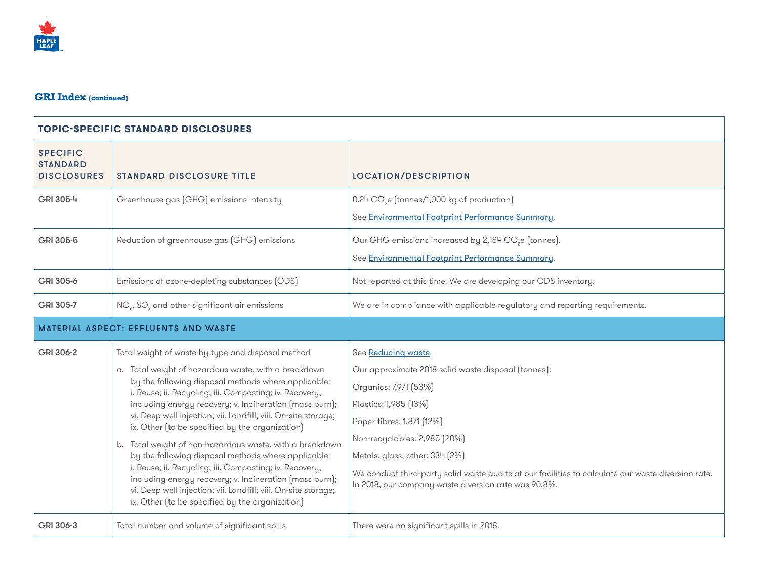## GRI Index (continued)

| TOPIC-SPECIFIC STANDARD DISCLOSURES | | |
|---|---|---|
| **SPECIFIC STANDARD DISCLOSURES** | **STANDARD DISCLOSURE TITLE** | **LOCATION/DESCRIPTION** |
| **GRI 305-4** | Greenhouse gas (GHG) emissions intensity | 0.24 $CO_2e$ (tonnes/1,000 kg of production)<br><br>See Environmental Footprint Performance Summary. |
| **GRI 305-5** | Reduction of greenhouse gas (GHG) emissions | Our GHG emissions increased by 2,184 $CO_2e$ (tonnes).<br><br>See Environmental Footprint Performance Summary. |
| **GRI 305-6** | Emissions of ozone-depleting substances (ODS) | Not reported at this time. We are developing our ODS inventory. |
| **GRI 305-7** | $NO_x$, $SO_x$ and other significant air emissions | We are in compliance with applicable regulatory and reporting requirements. |
| **MATERIAL ASPECT: EFFLUENTS AND WASTE** | | |
| **GRI 306-2** | Total weight of waste by type and disposal method<br><br>a. Total weight of hazardous waste, with a breakdown by the following disposal methods where applicable: i. Reuse; ii. Recycling; iii. Composting; iv. Recovery, including energy recovery; v. Incineration (mass burn); vi. Deep well injection; vii. Landfill; viii. On-site storage; ix. Other (to be specified by the organization)<br><br>b. Total weight of non-hazardous waste, with a breakdown by the following disposal methods where applicable: i. Reuse; ii. Recycling; iii. Composting; iv. Recovery, including energy recovery; v. Incineration (mass burn); vi. Deep well injection; vii. Landfill; viii. On-site storage; ix. Other (to be specified by the organization) | See Reducing waste.<br><br>Our approximate 2018 solid waste disposal (tonnes):<br><br>Organics: 7,971 (53%)<br><br>Plastics: 1,985 (13%)<br><br>Paper fibres: 1,871 (12%)<br><br>Non-recyclables: 2,985 (20%)<br><br>Metals, glass, other: 334 (2%)<br><br>We conduct third-party solid waste audits at our facilities to calculate our waste diversion rate. In 2018, our company waste diversion rate was 90.8%. |
| **GRI 306-3** | Total number and volume of significant spills | There were no significant spills in 2018. |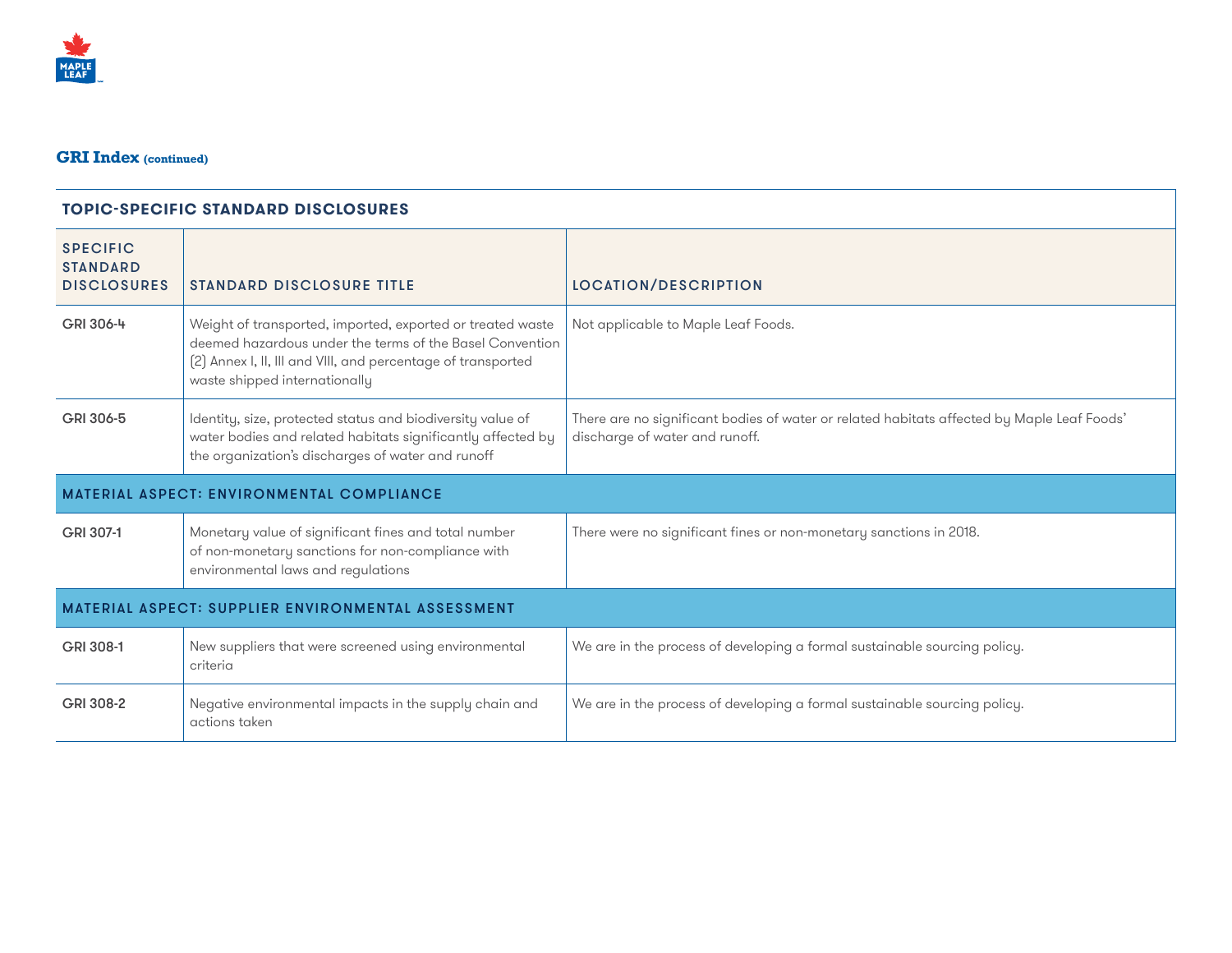## GRI Index (continued)

| TOPIC-SPECIFIC STANDARD DISCLOSURES | | |
|---|---|---|
| SPECIFIC STANDARD DISCLOSURES | STANDARD DISCLOSURE TITLE | LOCATION/DESCRIPTION |
| GRI 306-4 | Weight of transported, imported, exported or treated waste deemed hazardous under the terms of the Basel Convention (2) Annex I, II, III and VIII, and percentage of transported waste shipped internationally | Not applicable to Maple Leaf Foods. |
| GRI 306-5 | Identity, size, protected status and biodiversity value of water bodies and related habitats significantly affected by the organization's discharges of water and runoff | There are no significant bodies of water or related habitats affected by Maple Leaf Foods' discharge of water and runoff. |
| **MATERIAL ASPECT: ENVIRONMENTAL COMPLIANCE** | | |
| GRI 307-1 | Monetary value of significant fines and total number of non-monetary sanctions for non-compliance with environmental laws and regulations | There were no significant fines or non-monetary sanctions in 2018. |
| **MATERIAL ASPECT: SUPPLIER ENVIRONMENTAL ASSESSMENT** | | |
| GRI 308-1 | New suppliers that were screened using environmental criteria | We are in the process of developing a formal sustainable sourcing policy. |
| GRI 308-2 | Negative environmental impacts in the supply chain and actions taken | We are in the process of developing a formal sustainable sourcing policy. |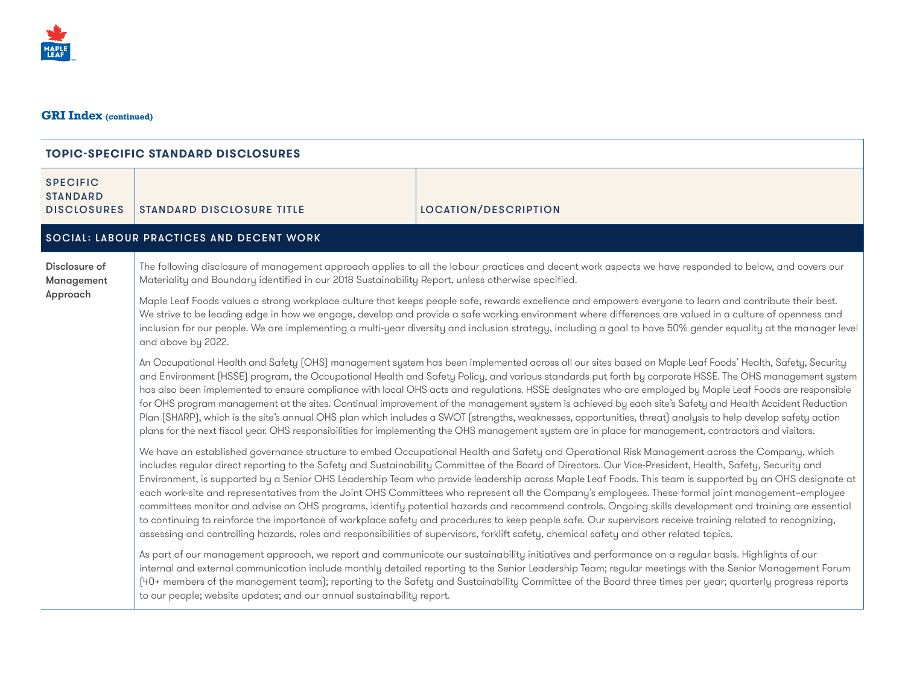## GRI Index (continued)

| TOPIC-SPECIFIC STANDARD DISCLOSURES | | |
|---|---|---|
| SPECIFIC STANDARD DISCLOSURES | STANDARD DISCLOSURE TITLE | LOCATION/DESCRIPTION |
| **SOCIAL: LABOUR PRACTICES AND DECENT WORK** | | |
| Disclosure of Management Approach | The following disclosure of management approach applies to all the labour practices and decent work aspects we have responded to below, and covers our Materiality and Boundary identified in our 2018 Sustainability Report, unless otherwise specified.<br><br>Maple Leaf Foods values a strong workplace culture that keeps people safe, rewards excellence and empowers everyone to learn and contribute their best. We strive to be leading edge in how we engage, develop and provide a safe working environment where differences are valued in a culture of openness and inclusion for our people. We are implementing a multi-year diversity and inclusion strategy, including a goal to have 50% gender equality at the manager level and above by 2022.<br><br>An Occupational Health and Safety (OHS) management system has been implemented across all our sites based on Maple Leaf Foods' Health, Safety, Security and Environment (HSSE) program, the Occupational Health and Safety Policy, and various standards put forth by corporate HSSE. The OHS management system has also been implemented to ensure compliance with local OHS acts and regulations. HSSE designates who are employed by Maple Leaf Foods are responsible for OHS program management at the sites. Continual improvement of the management system is achieved by each site's Safety and Health Accident Reduction Plan (SHARP), which is the site's annual OHS plan which includes a SWOT (strengths, weaknesses, opportunities, threat) analysis to help develop safety action plans for the next fiscal year. OHS responsibilities for implementing the OHS management system are in place for management, contractors and visitors.<br><br>We have an established governance structure to embed Occupational Health and Safety and Operational Risk Management across the Company, which includes regular direct reporting to the Safety and Sustainability Committee of the Board of Directors. Our Vice-President, Health, Safety, Security and Environment, is supported by a Senior OHS Leadership Team who provide leadership across Maple Leaf Foods. This team is supported by an OHS designate at each work-site and representatives from the Joint OHS Committees who represent all the Company's employees. These formal joint management–employee committees monitor and advise on OHS programs, identify potential hazards and recommend controls. Ongoing skills development and training are essential to continuing to reinforce the importance of workplace safety and procedures to keep people safe. Our supervisors receive training related to recognizing, assessing and controlling hazards, roles and responsibilities of supervisors, forklift safety, chemical safety and other related topics.<br><br>As part of our management approach, we report and communicate our sustainability initiatives and performance on a regular basis. Highlights of our internal and external communication include monthly detailed reporting to the Senior Leadership Team; regular meetings with the Senior Management Forum (40+ members of the management team); reporting to the Safety and Sustainability Committee of the Board three times per year; quarterly progress reports to our people; website updates; and our annual sustainability report. | |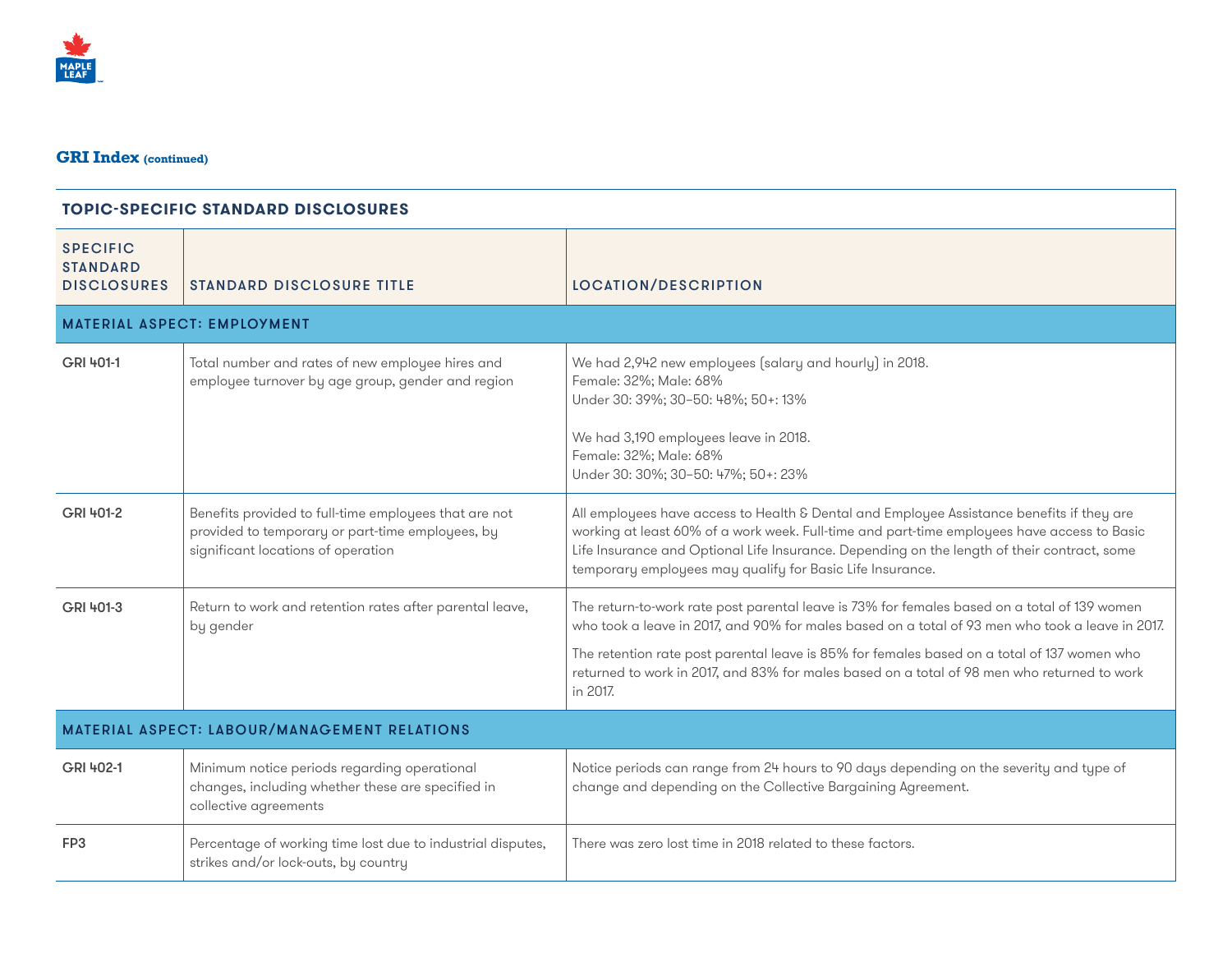## GRI Index (continued)

| TOPIC-SPECIFIC STANDARD DISCLOSURES | | |
|---|---|---|
| **SPECIFIC STANDARD DISCLOSURES** | **STANDARD DISCLOSURE TITLE** | **LOCATION/DESCRIPTION** |
| **MATERIAL ASPECT: EMPLOYMENT** | | |
| GRI 401-1 | Total number and rates of new employee hires and employee turnover by age group, gender and region | We had 2,942 new employees (salary and hourly) in 2018.<br>Female: 32%; Male: 68%<br>Under 30: 39%; 30–50: 48%; 50+: 13%<br><br>We had 3,190 employees leave in 2018.<br>Female: 32%; Male: 68%<br>Under 30: 30%; 30–50: 47%; 50+: 23% |
| GRI 401-2 | Benefits provided to full-time employees that are not provided to temporary or part-time employees, by significant locations of operation | All employees have access to Health & Dental and Employee Assistance benefits if they are working at least 60% of a work week. Full-time and part-time employees have access to Basic Life Insurance and Optional Life Insurance. Depending on the length of their contract, some temporary employees may qualify for Basic Life Insurance. |
| GRI 401-3 | Return to work and retention rates after parental leave, by gender | The return-to-work rate post parental leave is 73% for females based on a total of 139 women who took a leave in 2017, and 90% for males based on a total of 93 men who took a leave in 2017.<br>The retention rate post parental leave is 85% for females based on a total of 137 women who returned to work in 2017, and 83% for males based on a total of 98 men who returned to work in 2017. |
| **MATERIAL ASPECT: LABOUR/MANAGEMENT RELATIONS** | | |
| GRI 402-1 | Minimum notice periods regarding operational changes, including whether these are specified in collective agreements | Notice periods can range from 24 hours to 90 days depending on the severity and type of change and depending on the Collective Bargaining Agreement. |
| FP3 | Percentage of working time lost due to industrial disputes, strikes and/or lock-outs, by country | There was zero lost time in 2018 related to these factors. |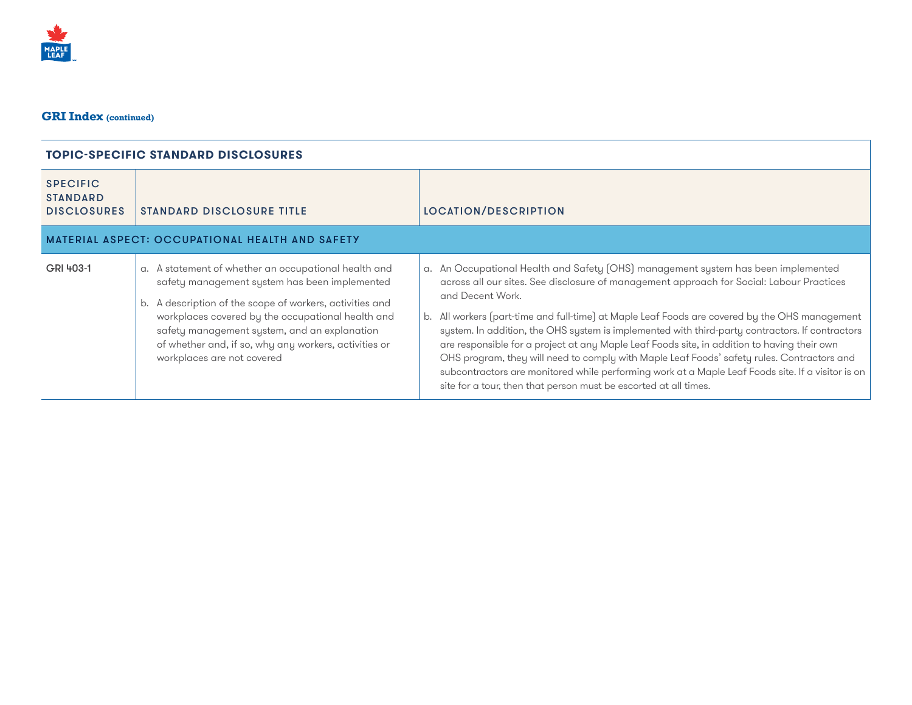## GRI Index (continued)

| TOPIC-SPECIFIC STANDARD DISCLOSURES | | |
|---|---|---|
| SPECIFIC STANDARD DISCLOSURES | STANDARD DISCLOSURE TITLE | LOCATION/DESCRIPTION |
| **MATERIAL ASPECT: OCCUPATIONAL HEALTH AND SAFETY** | | |
| GRI 403-1 | a. A statement of whether an occupational health and safety management system has been implemented<br>b. A description of the scope of workers, activities and workplaces covered by the occupational health and safety management system, and an explanation of whether and, if so, why any workers, activities or workplaces are not covered | a. An Occupational Health and Safety (OHS) management system has been implemented across all our sites. See disclosure of management approach for Social: Labour Practices and Decent Work.<br>b. All workers (part-time and full-time) at Maple Leaf Foods are covered by the OHS management system. In addition, the OHS system is implemented with third-party contractors. If contractors are responsible for a project at any Maple Leaf Foods site, in addition to having their own OHS program, they will need to comply with Maple Leaf Foods' safety rules. Contractors and subcontractors are monitored while performing work at a Maple Leaf Foods site. If a visitor is on site for a tour, then that person must be escorted at all times. |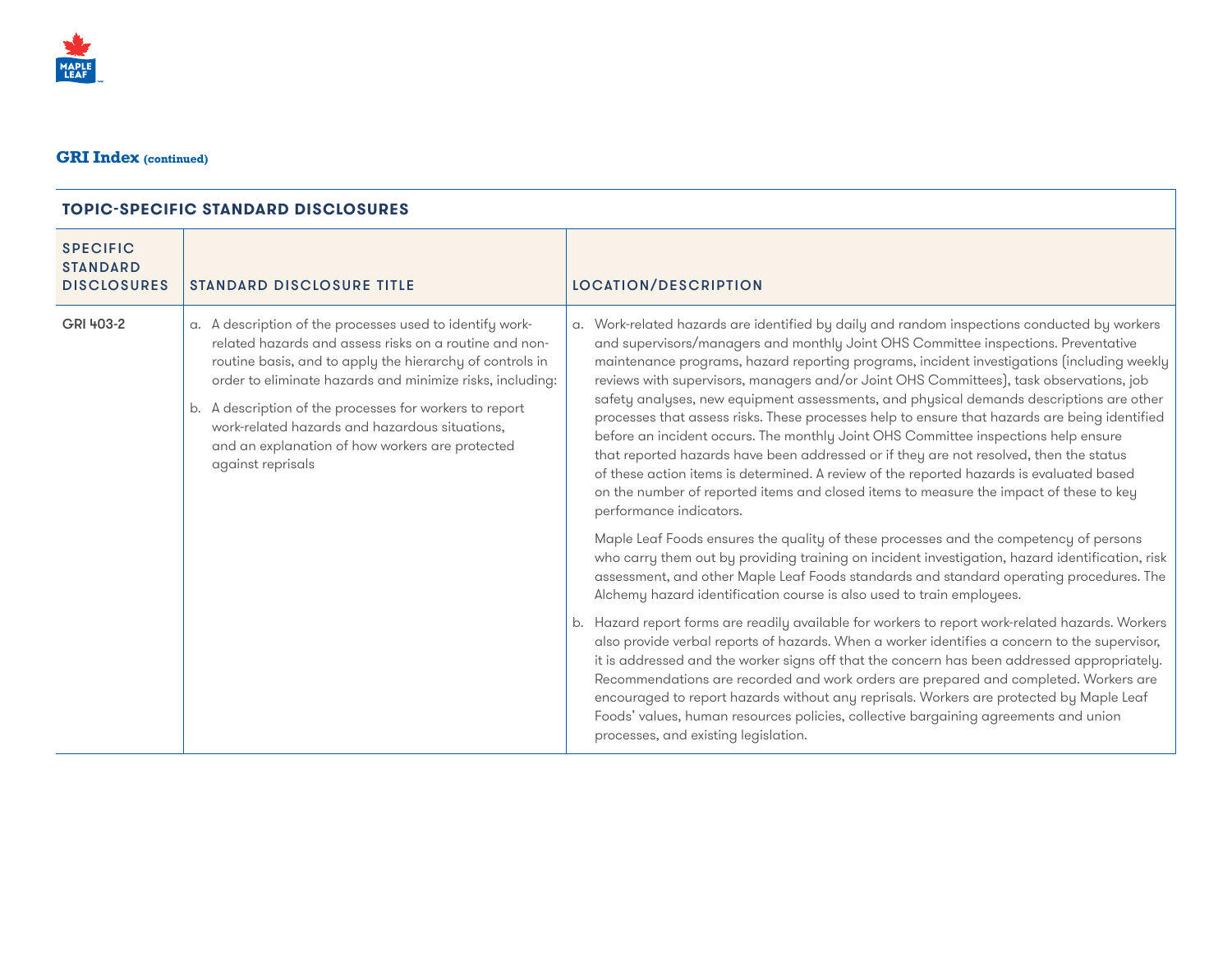## GRI Index (continued)

| TOPIC-SPECIFIC STANDARD DISCLOSURES | | |
|---|---|---|
| **SPECIFIC STANDARD DISCLOSURES** | **STANDARD DISCLOSURE TITLE** | **LOCATION/DESCRIPTION** |
| GRI 403-2 | a. A description of the processes used to identify work-related hazards and assess risks on a routine and non-routine basis, and to apply the hierarchy of controls in order to eliminate hazards and minimize risks, including:<br><br>b. A description of the processes for workers to report work-related hazards and hazardous situations, and an explanation of how workers are protected against reprisals | a. Work-related hazards are identified by daily and random inspections conducted by workers and supervisors/managers and monthly Joint OHS Committee inspections. Preventative maintenance programs, hazard reporting programs, incident investigations (including weekly reviews with supervisors, managers and/or Joint OHS Committees), task observations, job safety analyses, new equipment assessments, and physical demands descriptions are other processes that assess risks. These processes help to ensure that hazards are being identified before an incident occurs. The monthly Joint OHS Committee inspections help ensure that reported hazards have been addressed or if they are not resolved, then the status of these action items is determined. A review of the reported hazards is evaluated based on the number of reported items and closed items to measure the impact of these to key performance indicators.<br><br>Maple Leaf Foods ensures the quality of these processes and the competency of persons who carry them out by providing training on incident investigation, hazard identification, risk assessment, and other Maple Leaf Foods standards and standard operating procedures. The Alchemy hazard identification course is also used to train employees.<br><br>b. Hazard report forms are readily available for workers to report work-related hazards. Workers also provide verbal reports of hazards. When a worker identifies a concern to the supervisor, it is addressed and the worker signs off that the concern has been addressed appropriately. Recommendations are recorded and work orders are prepared and completed. Workers are encouraged to report hazards without any reprisals. Workers are protected by Maple Leaf Foods' values, human resources policies, collective bargaining agreements and union processes, and existing legislation. |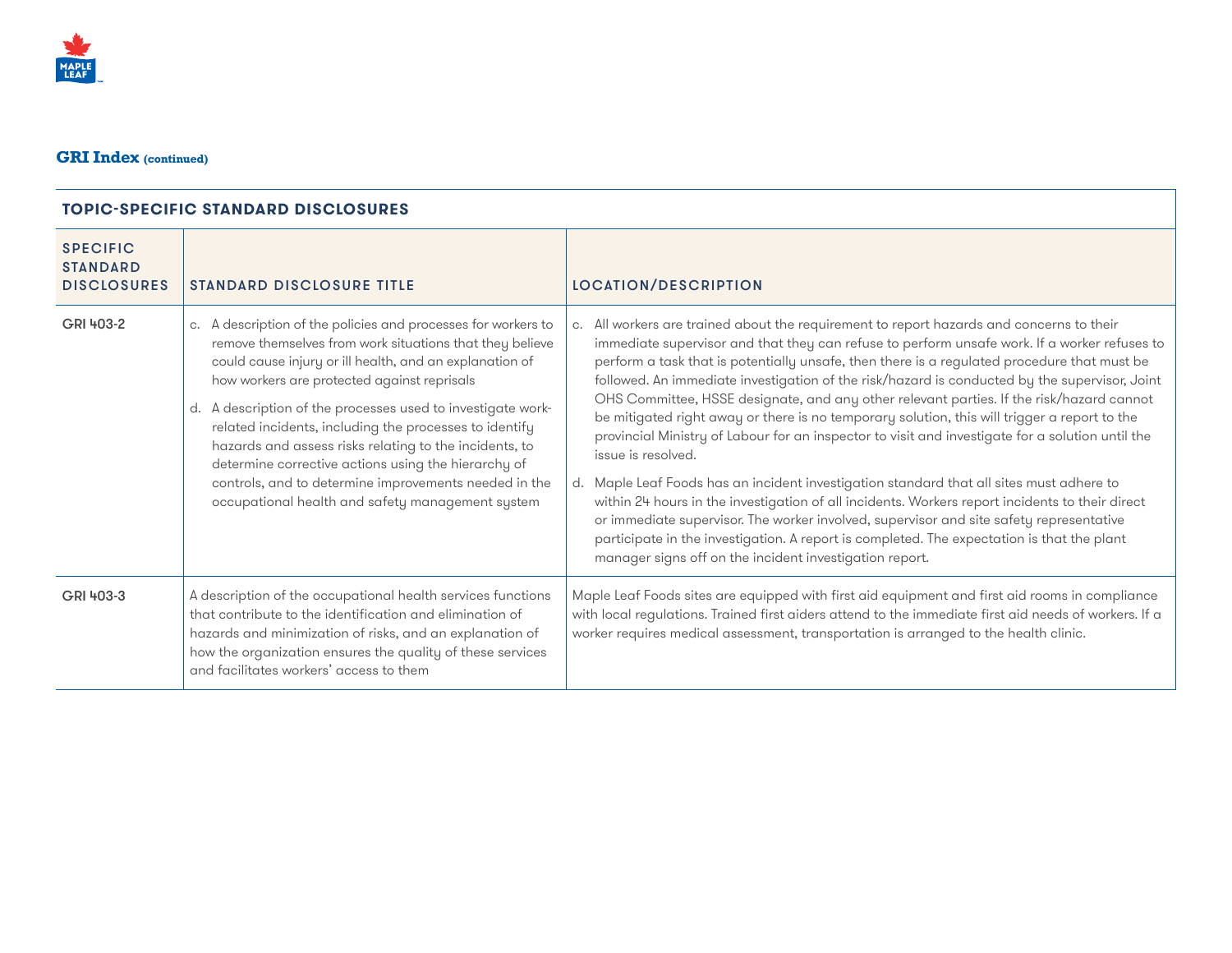## GRI Index (continued)

| TOPIC-SPECIFIC STANDARD DISCLOSURES | | |
|---|---|---|
| SPECIFIC STANDARD DISCLOSURES | STANDARD DISCLOSURE TITLE | LOCATION/DESCRIPTION |
| GRI 403-2 | c. A description of the policies and processes for workers to remove themselves from work situations that they believe could cause injury or ill health, and an explanation of how workers are protected against reprisals<br><br>d. A description of the processes used to investigate work-related incidents, including the processes to identify hazards and assess risks relating to the incidents, to determine corrective actions using the hierarchy of controls, and to determine improvements needed in the occupational health and safety management system | c. All workers are trained about the requirement to report hazards and concerns to their immediate supervisor and that they can refuse to perform unsafe work. If a worker refuses to perform a task that is potentially unsafe, then there is a regulated procedure that must be followed. An immediate investigation of the risk/hazard is conducted by the supervisor, Joint OHS Committee, HSSE designate, and any other relevant parties. If the risk/hazard cannot be mitigated right away or there is no temporary solution, this will trigger a report to the provincial Ministry of Labour for an inspector to visit and investigate for a solution until the issue is resolved.<br><br>d. Maple Leaf Foods has an incident investigation standard that all sites must adhere to within 24 hours in the investigation of all incidents. Workers report incidents to their direct or immediate supervisor. The worker involved, supervisor and site safety representative participate in the investigation. A report is completed. The expectation is that the plant manager signs off on the incident investigation report. |
| GRI 403-3 | A description of the occupational health services functions that contribute to the identification and elimination of hazards and minimization of risks, and an explanation of how the organization ensures the quality of these services and facilitates workers' access to them | Maple Leaf Foods sites are equipped with first aid equipment and first aid rooms in compliance with local regulations. Trained first aiders attend to the immediate first aid needs of workers. If a worker requires medical assessment, transportation is arranged to the health clinic. |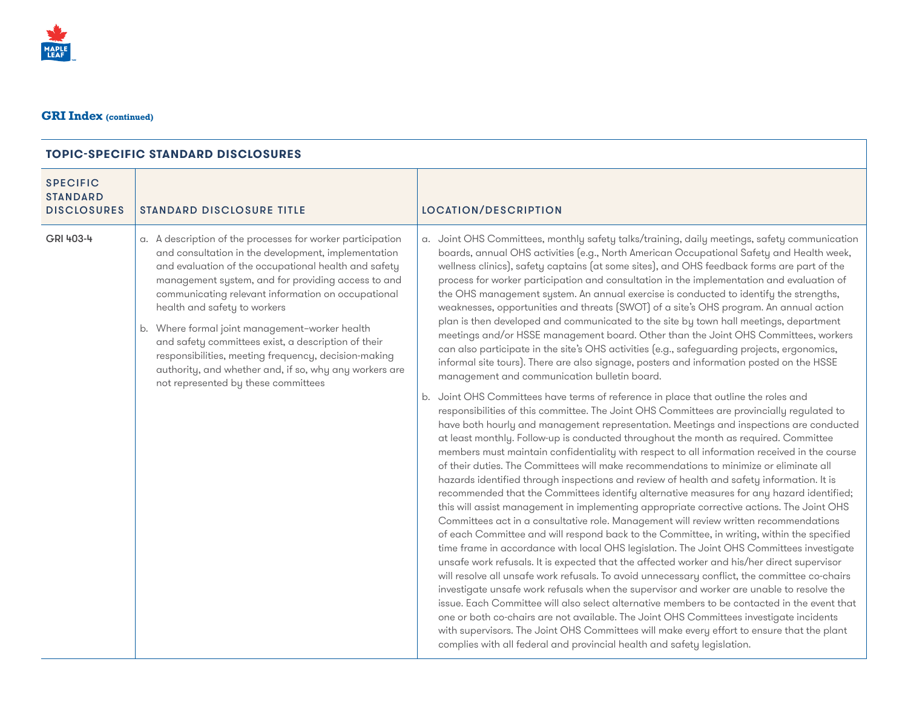## GRI Index (continued)

| TOPIC-SPECIFIC STANDARD DISCLOSURES | | |
|---|---|---|
| SPECIFIC STANDARD DISCLOSURES | STANDARD DISCLOSURE TITLE | LOCATION/DESCRIPTION |
| GRI 403-4 | a. A description of the processes for worker participation and consultation in the development, implementation and evaluation of the occupational health and safety management system, and for providing access to and communicating relevant information on occupational health and safety to workers<br><br>b. Where formal joint management–worker health and safety committees exist, a description of their responsibilities, meeting frequency, decision-making authority, and whether and, if so, why any workers are not represented by these committees | a. Joint OHS Committees, monthly safety talks/training, daily meetings, safety communication boards, annual OHS activities (e.g., North American Occupational Safety and Health week, wellness clinics), safety captains (at some sites), and OHS feedback forms are part of the process for worker participation and consultation in the implementation and evaluation of the OHS management system. An annual exercise is conducted to identify the strengths, weaknesses, opportunities and threats (SWOT) of a site's OHS program. An annual action plan is then developed and communicated to the site by town hall meetings, department meetings and/or HSSE management board. Other than the Joint OHS Committees, workers can also participate in the site's OHS activities (e.g., safeguarding projects, ergonomics, informal site tours). There are also signage, posters and information posted on the HSSE management and communication bulletin board.<br><br>b. Joint OHS Committees have terms of reference in place that outline the roles and responsibilities of this committee. The Joint OHS Committees are provincially regulated to have both hourly and management representation. Meetings and inspections are conducted at least monthly. Follow-up is conducted throughout the month as required. Committee members must maintain confidentiality with respect to all information received in the course of their duties. The Committees will make recommendations to minimize or eliminate all hazards identified through inspections and review of health and safety information. It is recommended that the Committees identify alternative measures for any hazard identified; this will assist management in implementing appropriate corrective actions. The Joint OHS Committees act in a consultative role. Management will review written recommendations of each Committee and will respond back to the Committee, in writing, within the specified time frame in accordance with local OHS legislation. The Joint OHS Committees investigate unsafe work refusals. It is expected that the affected worker and his/her direct supervisor will resolve all unsafe work refusals. To avoid unnecessary conflict, the committee co-chairs investigate unsafe work refusals when the supervisor and worker are unable to resolve the issue. Each Committee will also select alternative members to be contacted in the event that one or both co-chairs are not available. The Joint OHS Committees investigate incidents with supervisors. The Joint OHS Committees will make every effort to ensure that the plant complies with all federal and provincial health and safety legislation. |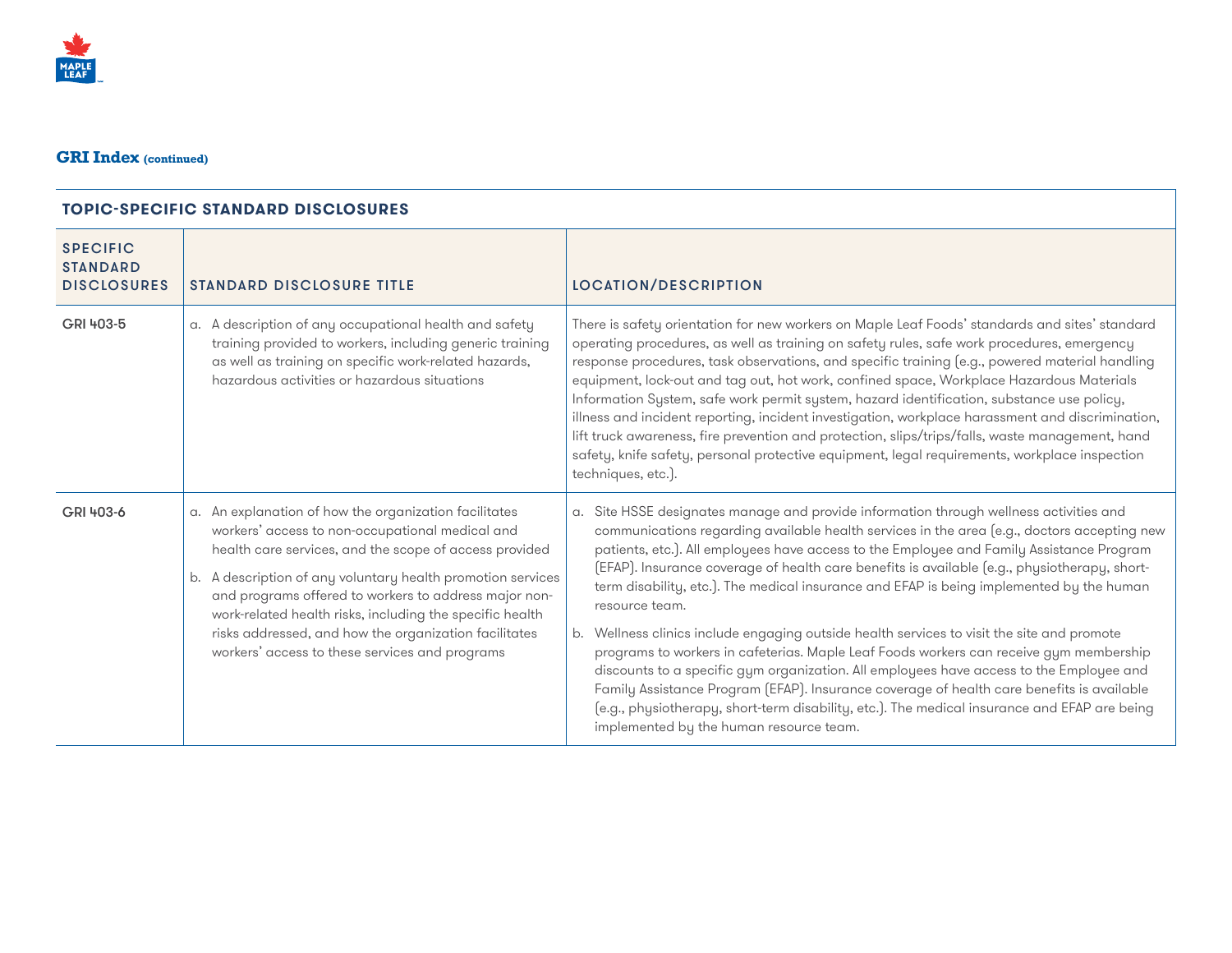## GRI Index (continued)

| TOPIC-SPECIFIC STANDARD DISCLOSURES | | |
|---|---|---|
| **SPECIFIC STANDARD DISCLOSURES** | **STANDARD DISCLOSURE TITLE** | **LOCATION/DESCRIPTION** |
| GRI 403-5 | a. A description of any occupational health and safety training provided to workers, including generic training as well as training on specific work-related hazards, hazardous activities or hazardous situations | There is safety orientation for new workers on Maple Leaf Foods' standards and sites' standard operating procedures, as well as training on safety rules, safe work procedures, emergency response procedures, task observations, and specific training (e.g., powered material handling equipment, lock-out and tag out, hot work, confined space, Workplace Hazardous Materials Information System, safe work permit system, hazard identification, substance use policy, illness and incident reporting, incident investigation, workplace harassment and discrimination, lift truck awareness, fire prevention and protection, slips/trips/falls, waste management, hand safety, knife safety, personal protective equipment, legal requirements, workplace inspection techniques, etc.). |
| GRI 403-6 | a. An explanation of how the organization facilitates workers' access to non-occupational medical and health care services, and the scope of access provided<br><br>b. A description of any voluntary health promotion services and programs offered to workers to address major non-work-related health risks, including the specific health risks addressed, and how the organization facilitates workers' access to these services and programs | a. Site HSSE designates manage and provide information through wellness activities and communications regarding available health services in the area (e.g., doctors accepting new patients, etc.). All employees have access to the Employee and Family Assistance Program (EFAP). Insurance coverage of health care benefits is available (e.g., physiotherapy, short-term disability, etc.). The medical insurance and EFAP is being implemented by the human resource team.<br><br>b. Wellness clinics include engaging outside health services to visit the site and promote programs to workers in cafeterias. Maple Leaf Foods workers can receive gym membership discounts to a specific gym organization. All employees have access to the Employee and Family Assistance Program (EFAP). Insurance coverage of health care benefits is available (e.g., physiotherapy, short-term disability, etc.). The medical insurance and EFAP are being implemented by the human resource team. |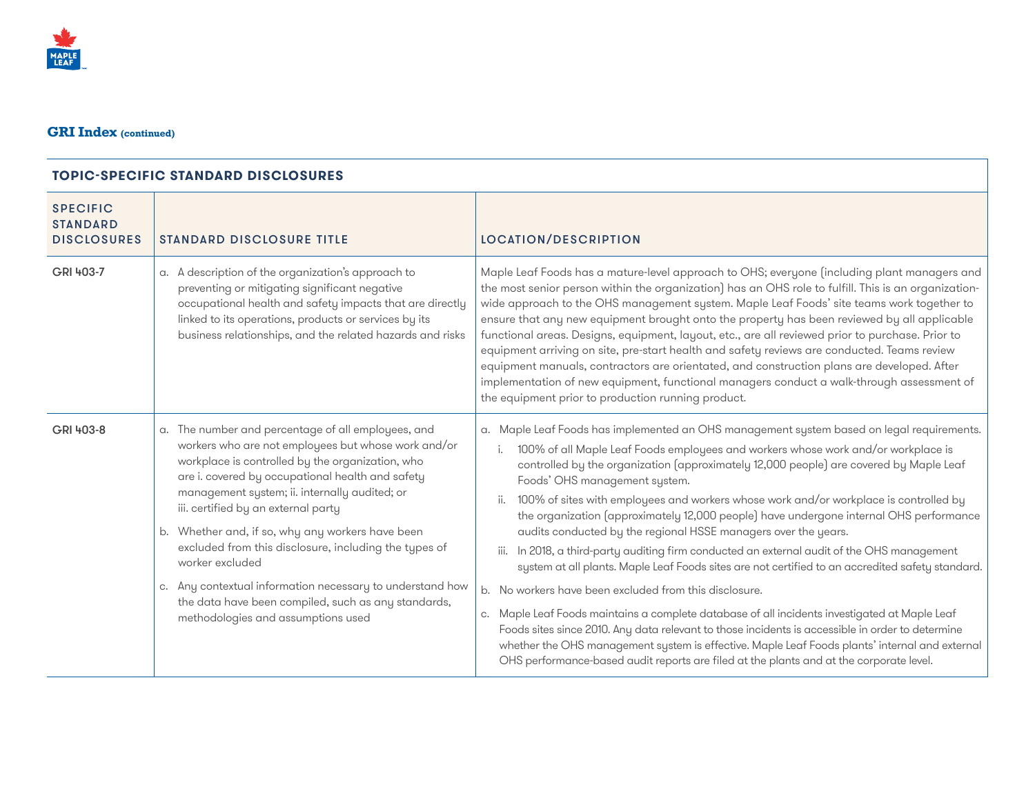## GRI Index (continued)

| TOPIC-SPECIFIC STANDARD DISCLOSURES | | |
|---|---|---|
| **SPECIFIC STANDARD DISCLOSURES** | **STANDARD DISCLOSURE TITLE** | **LOCATION/DESCRIPTION** |
| GRI 403-7 | a. A description of the organization's approach to preventing or mitigating significant negative occupational health and safety impacts that are directly linked to its operations, products or services by its business relationships, and the related hazards and risks | Maple Leaf Foods has a mature-level approach to OHS; everyone (including plant managers and the most senior person within the organization) has an OHS role to fulfill. This is an organization-wide approach to the OHS management system. Maple Leaf Foods' site teams work together to ensure that any new equipment brought onto the property has been reviewed by all applicable functional areas. Designs, equipment, layout, etc., are all reviewed prior to purchase. Prior to equipment arriving on site, pre-start health and safety reviews are conducted. Teams review equipment manuals, contractors are orientated, and construction plans are developed. After implementation of new equipment, functional managers conduct a walk-through assessment of the equipment prior to production running product. |
| GRI 403-8 | a. The number and percentage of all employees, and workers who are not employees but whose work and/or workplace is controlled by the organization, who are i. covered by occupational health and safety management system; ii. internally audited; or iii. certified by an external party<br><br>b. Whether and, if so, why any workers have been excluded from this disclosure, including the types of worker excluded<br><br>c. Any contextual information necessary to understand how the data have been compiled, such as any standards, methodologies and assumptions used | a. Maple Leaf Foods has implemented an OHS management system based on legal requirements.<br>i. 100% of all Maple Leaf Foods employees and workers whose work and/or workplace is controlled by the organization (approximately 12,000 people) are covered by Maple Leaf Foods' OHS management system.<br>ii. 100% of sites with employees and workers whose work and/or workplace is controlled by the organization (approximately 12,000 people) have undergone internal OHS performance audits conducted by the regional HSSE managers over the years.<br>iii. In 2018, a third-party auditing firm conducted an external audit of the OHS management system at all plants. Maple Leaf Foods sites are not certified to an accredited safety standard.<br><br>b. No workers have been excluded from this disclosure.<br><br>c. Maple Leaf Foods maintains a complete database of all incidents investigated at Maple Leaf Foods sites since 2010. Any data relevant to those incidents is accessible in order to determine whether the OHS management system is effective. Maple Leaf Foods plants' internal and external OHS performance-based audit reports are filed at the plants and at the corporate level. |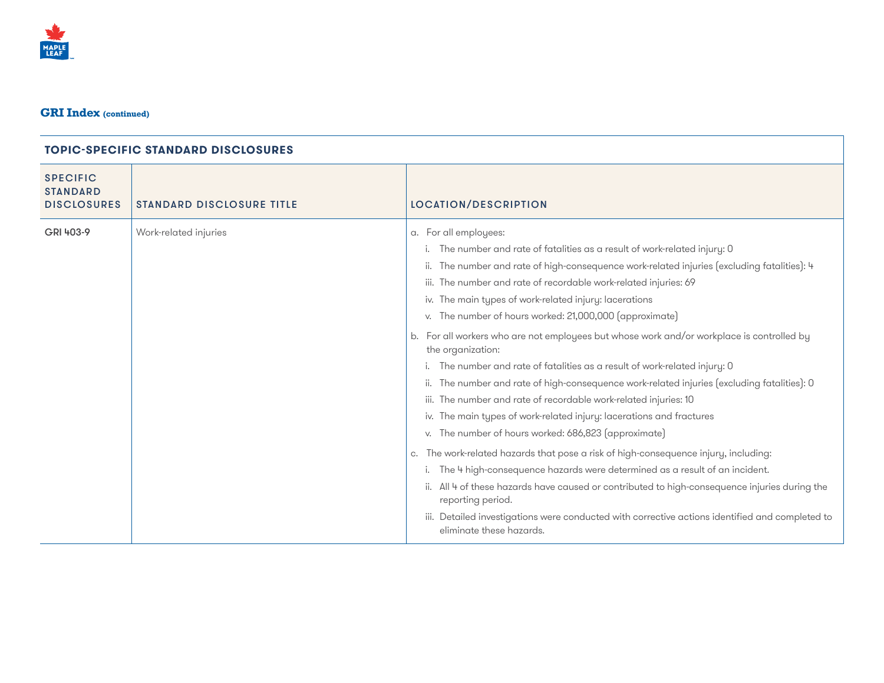## GRI Index (continued)

| TOPIC-SPECIFIC STANDARD DISCLOSURES | | |
|---|---|---|
| SPECIFIC STANDARD DISCLOSURES | STANDARD DISCLOSURE TITLE | LOCATION/DESCRIPTION |
| GRI 403-9 | Work-related injuries | a. For all employees:<br>i. The number and rate of fatalities as a result of work-related injury: 0<br>ii. The number and rate of high-consequence work-related injuries (excluding fatalities): 4<br>iii. The number and rate of recordable work-related injuries: 69<br>iv. The main types of work-related injury: lacerations<br>v. The number of hours worked: 21,000,000 (approximate)<br>b. For all workers who are not employees but whose work and/or workplace is controlled by the organization:<br>i. The number and rate of fatalities as a result of work-related injury: 0<br>ii. The number and rate of high-consequence work-related injuries (excluding fatalities): 0<br>iii. The number and rate of recordable work-related injuries: 10<br>iv. The main types of work-related injury: lacerations and fractures<br>v. The number of hours worked: 686,823 (approximate)<br>c. The work-related hazards that pose a risk of high-consequence injury, including:<br>i. The 4 high-consequence hazards were determined as a result of an incident.<br>ii. All 4 of these hazards have caused or contributed to high-consequence injuries during the reporting period.<br>iii. Detailed investigations were conducted with corrective actions identified and completed to eliminate these hazards. |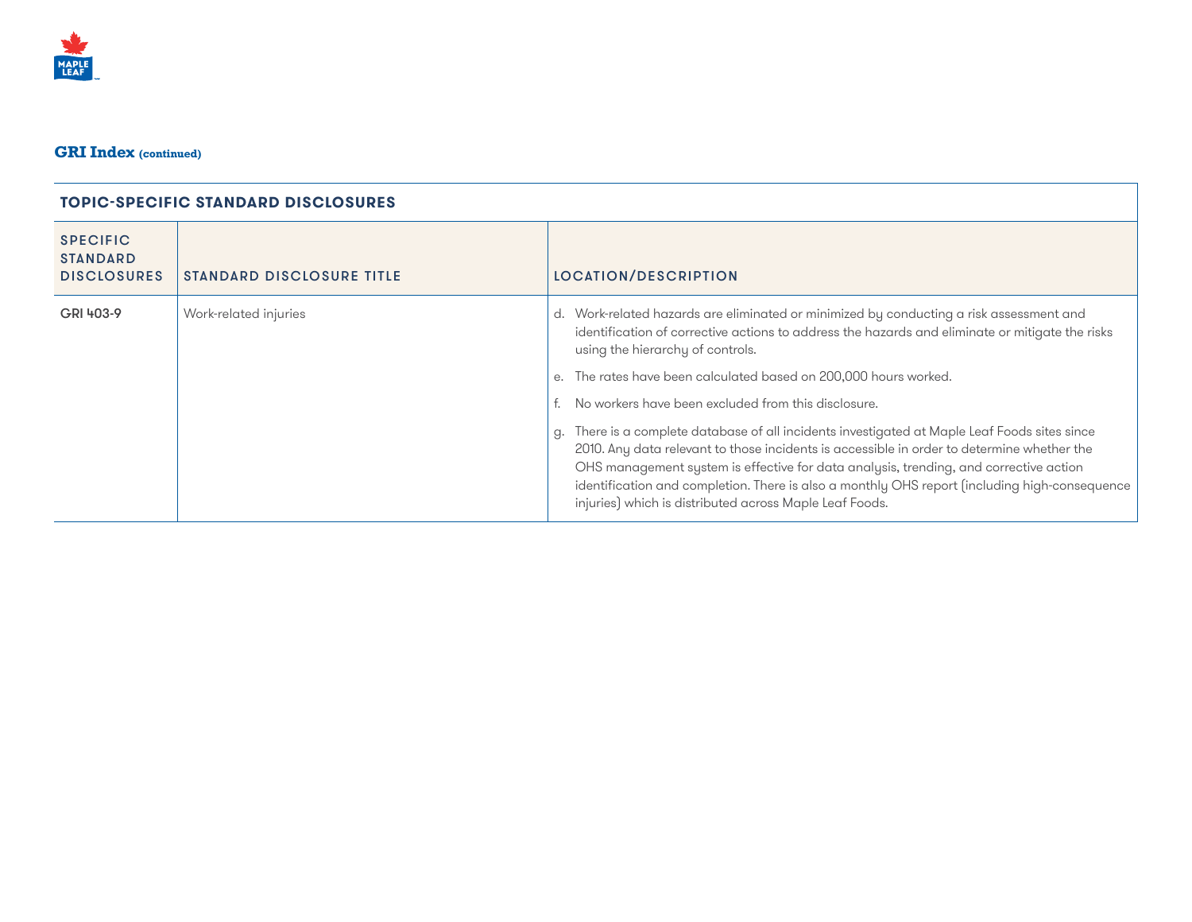## GRI Index (continued)

| TOPIC-SPECIFIC STANDARD DISCLOSURES | | |
|---|---|---|
| SPECIFIC STANDARD DISCLOSURES | STANDARD DISCLOSURE TITLE | LOCATION/DESCRIPTION |
| GRI 403-9 | Work-related injuries | d. Work-related hazards are eliminated or minimized by conducting a risk assessment and identification of corrective actions to address the hazards and eliminate or mitigate the risks using the hierarchy of controls.<br><br>e. The rates have been calculated based on 200,000 hours worked.<br><br>f. No workers have been excluded from this disclosure.<br><br>g. There is a complete database of all incidents investigated at Maple Leaf Foods sites since 2010. Any data relevant to those incidents is accessible in order to determine whether the OHS management system is effective for data analysis, trending, and corrective action identification and completion. There is also a monthly OHS report (including high-consequence injuries) which is distributed across Maple Leaf Foods. |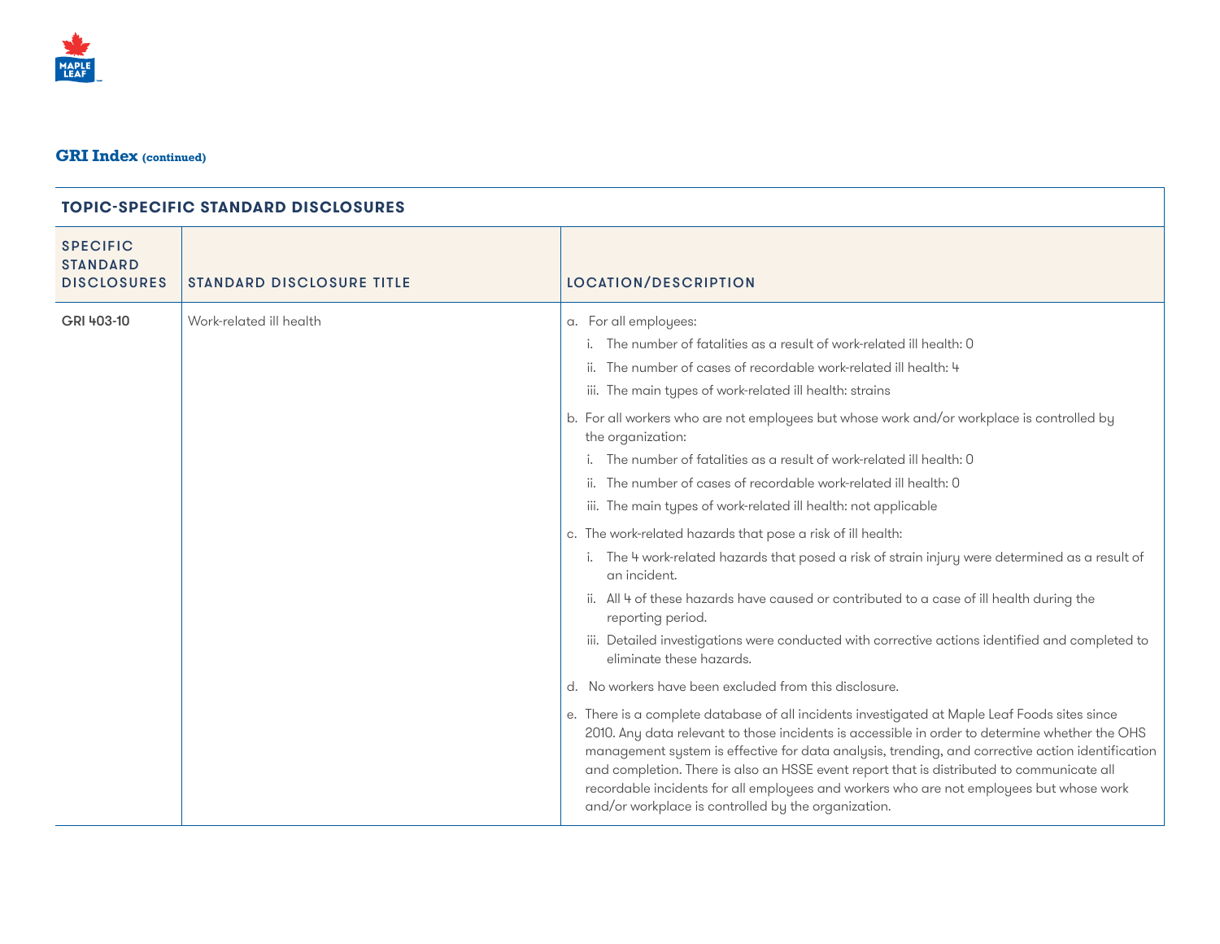## GRI Index (continued)

| TOPIC-SPECIFIC STANDARD DISCLOSURES | | |
|---|---|---|
| SPECIFIC STANDARD DISCLOSURES | STANDARD DISCLOSURE TITLE | LOCATION/DESCRIPTION |
| GRI 403-10 | Work-related ill health | a. For all employees:<br>i. The number of fatalities as a result of work-related ill health: 0<br>ii. The number of cases of recordable work-related ill health: 4<br>iii. The main types of work-related ill health: strains<br>b. For all workers who are not employees but whose work and/or workplace is controlled by the organization:<br>i. The number of fatalities as a result of work-related ill health: 0<br>ii. The number of cases of recordable work-related ill health: 0<br>iii. The main types of work-related ill health: not applicable<br>c. The work-related hazards that pose a risk of ill health:<br>i. The 4 work-related hazards that posed a risk of strain injury were determined as a result of an incident.<br>ii. All 4 of these hazards have caused or contributed to a case of ill health during the reporting period.<br>iii. Detailed investigations were conducted with corrective actions identified and completed to eliminate these hazards.<br>d. No workers have been excluded from this disclosure.<br>e. There is a complete database of all incidents investigated at Maple Leaf Foods sites since 2010. Any data relevant to those incidents is accessible in order to determine whether the OHS management system is effective for data analysis, trending, and corrective action identification and completion. There is also an HSSE event report that is distributed to communicate all recordable incidents for all employees and workers who are not employees but whose work and/or workplace is controlled by the organization. |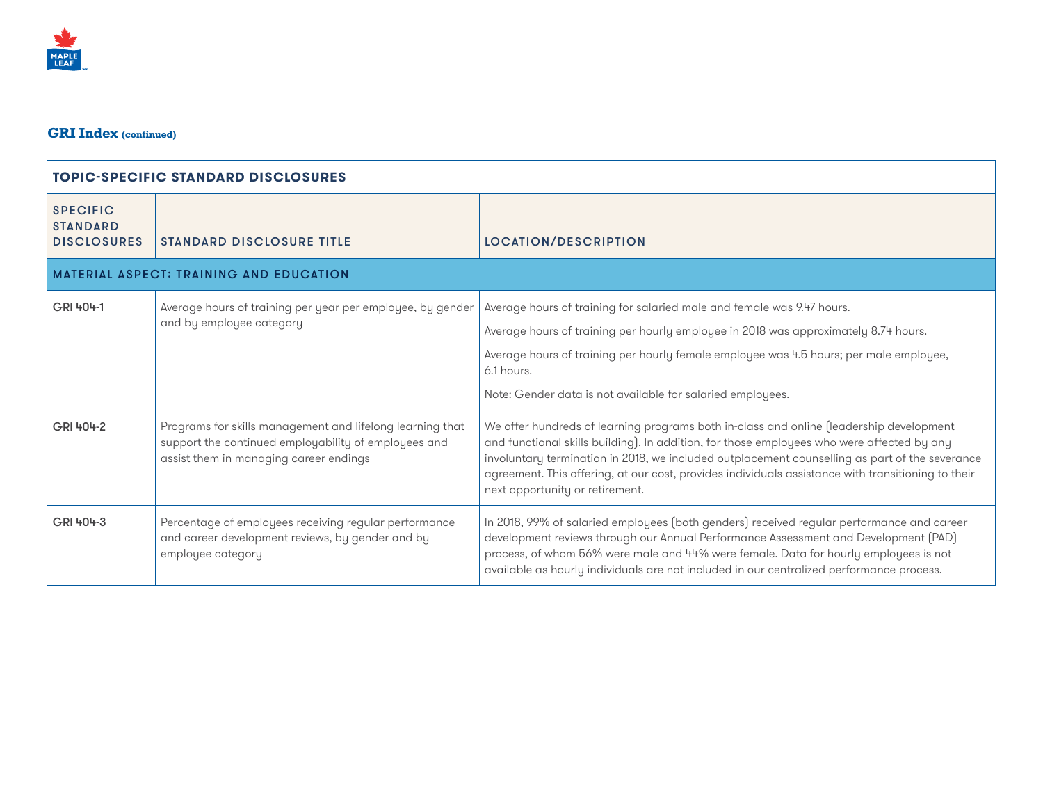## GRI Index (continued)

| TOPIC-SPECIFIC STANDARD DISCLOSURES | | |
|---|---|---|
| **SPECIFIC STANDARD DISCLOSURES** | **STANDARD DISCLOSURE TITLE** | **LOCATION/DESCRIPTION** |
| **MATERIAL ASPECT: TRAINING AND EDUCATION** | | |
| GRI 404-1 | Average hours of training per year per employee, by gender and by employee category | Average hours of training for salaried male and female was 9.47 hours.<br><br>Average hours of training per hourly employee in 2018 was approximately 8.74 hours.<br><br>Average hours of training per hourly female employee was 4.5 hours; per male employee, 6.1 hours.<br><br>Note: Gender data is not available for salaried employees. |
| GRI 404-2 | Programs for skills management and lifelong learning that support the continued employability of employees and assist them in managing career endings | We offer hundreds of learning programs both in-class and online (leadership development and functional skills building). In addition, for those employees who were affected by any involuntary termination in 2018, we included outplacement counselling as part of the severance agreement. This offering, at our cost, provides individuals assistance with transitioning to their next opportunity or retirement. |
| GRI 404-3 | Percentage of employees receiving regular performance and career development reviews, by gender and by employee category | In 2018, 99% of salaried employees (both genders) received regular performance and career development reviews through our Annual Performance Assessment and Development (PAD) process, of whom 56% were male and 44% were female. Data for hourly employees is not available as hourly individuals are not included in our centralized performance process. |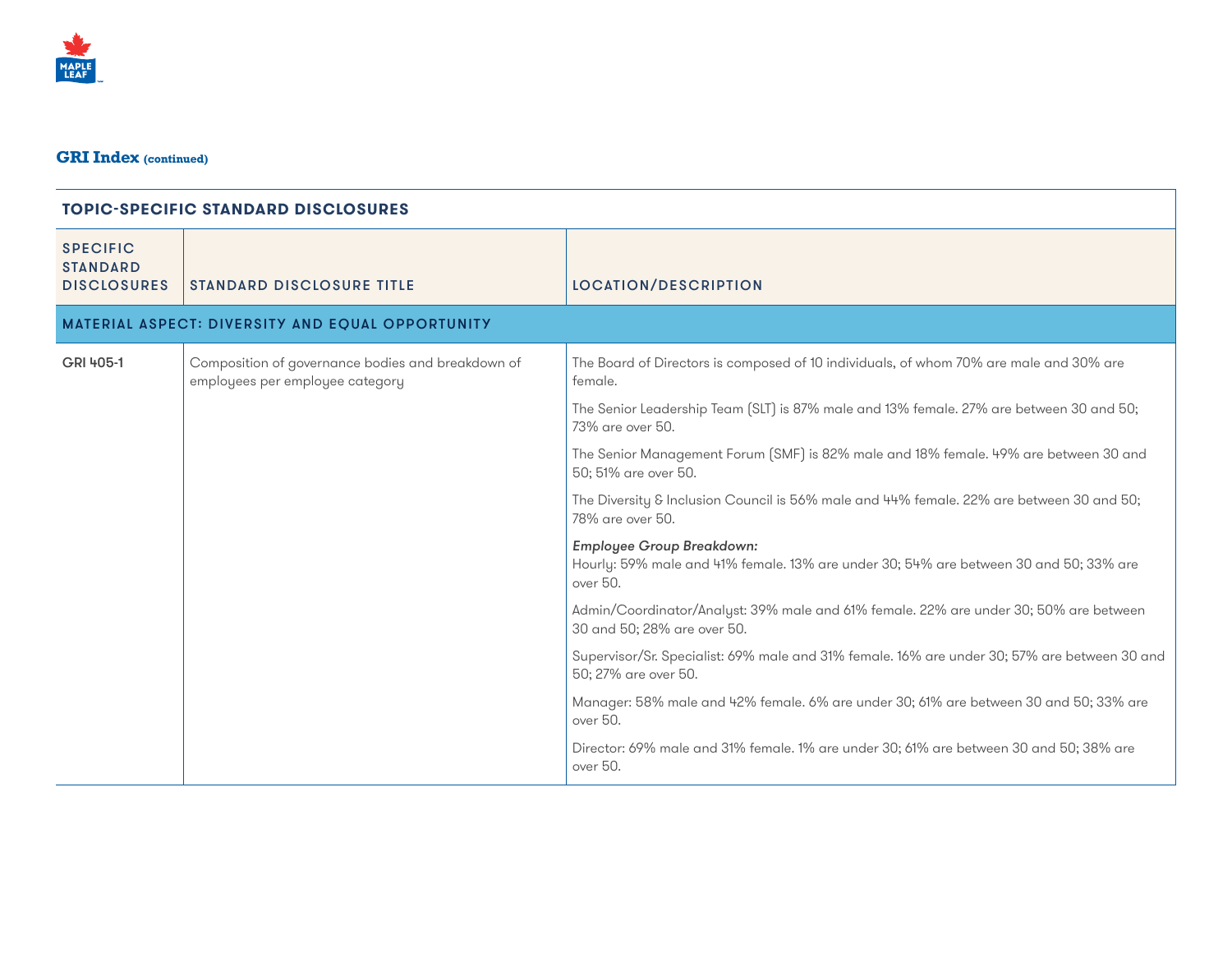## GRI Index (continued)

| TOPIC-SPECIFIC STANDARD DISCLOSURES | | |
|---|---|---|
| **SPECIFIC STANDARD DISCLOSURES** | **STANDARD DISCLOSURE TITLE** | **LOCATION/DESCRIPTION** |
| **MATERIAL ASPECT: DIVERSITY AND EQUAL OPPORTUNITY** | | |
| GRI 405-1 | Composition of governance bodies and breakdown of employees per employee category | The Board of Directors is composed of 10 individuals, of whom 70% are male and 30% are female.<br><br>The Senior Leadership Team (SLT) is 87% male and 13% female. 27% are between 30 and 50; 73% are over 50.<br><br>The Senior Management Forum (SMF) is 82% male and 18% female. 49% are between 30 and 50; 51% are over 50.<br><br>The Diversity & Inclusion Council is 56% male and 44% female. 22% are between 30 and 50; 78% are over 50.<br><br>*Employee Group Breakdown:*<br>Hourly: 59% male and 41% female. 13% are under 30; 54% are between 30 and 50; 33% are over 50.<br><br>Admin/Coordinator/Analyst: 39% male and 61% female. 22% are under 30; 50% are between 30 and 50; 28% are over 50.<br><br>Supervisor/Sr. Specialist: 69% male and 31% female. 16% are under 30; 57% are between 30 and 50; 27% are over 50.<br><br>Manager: 58% male and 42% female. 6% are under 30; 61% are between 30 and 50; 33% are over 50.<br><br>Director: 69% male and 31% female. 1% are under 30; 61% are between 30 and 50; 38% are over 50. |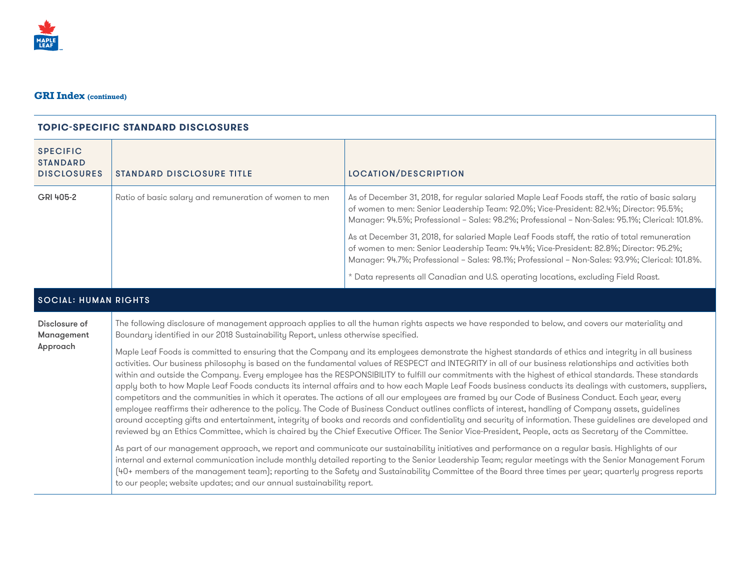## GRI Index (continued)

| TOPIC-SPECIFIC STANDARD DISCLOSURES | | |
|---|---|---|
| SPECIFIC STANDARD DISCLOSURES | STANDARD DISCLOSURE TITLE | LOCATION/DESCRIPTION |
| GRI 405-2 | Ratio of basic salary and remuneration of women to men | As of December 31, 2018, for regular salaried Maple Leaf Foods staff, the ratio of basic salary of women to men: Senior Leadership Team: 92.0%; Vice-President: 82.4%; Director: 95.5%; Manager: 94.5%; Professional – Sales: 98.2%; Professional – Non-Sales: 95.1%; Clerical: 101.8%.<br><br>As at December 31, 2018, for salaried Maple Leaf Foods staff, the ratio of total remuneration of women to men: Senior Leadership Team: 94.4%; Vice-President: 82.8%; Director: 95.2%; Manager: 94.7%; Professional – Sales: 98.1%; Professional – Non-Sales: 93.9%; Clerical: 101.8%.<br><br>* Data represents all Canadian and U.S. operating locations, excluding Field Roast. |
| **SOCIAL: HUMAN RIGHTS** | | |
| Disclosure of Management Approach | The following disclosure of management approach applies to all the human rights aspects we have responded to below, and covers our materiality and Boundary identified in our 2018 Sustainability Report, unless otherwise specified.<br><br>Maple Leaf Foods is committed to ensuring that the Company and its employees demonstrate the highest standards of ethics and integrity in all business activities. Our business philosophy is based on the fundamental values of RESPECT and INTEGRITY in all of our business relationships and activities both within and outside the Company. Every employee has the RESPONSIBILITY to fulfill our commitments with the highest of ethical standards. These standards apply both to how Maple Leaf Foods conducts its internal affairs and to how each Maple Leaf Foods business conducts its dealings with customers, suppliers, competitors and the communities in which it operates. The actions of all our employees are framed by our Code of Business Conduct. Each year, every employee reaffirms their adherence to the policy. The Code of Business Conduct outlines conflicts of interest, handling of Company assets, guidelines around accepting gifts and entertainment, integrity of books and records and confidentiality and security of information. These guidelines are developed and reviewed by an Ethics Committee, which is chaired by the Chief Executive Officer. The Senior Vice-President, People, acts as Secretary of the Committee.<br><br>As part of our management approach, we report and communicate our sustainability initiatives and performance on a regular basis. Highlights of our internal and external communication include monthly detailed reporting to the Senior Leadership Team; regular meetings with the Senior Management Forum (40+ members of the management team); reporting to the Safety and Sustainability Committee of the Board three times per year; quarterly progress reports to our people; website updates; and our annual sustainability report. | |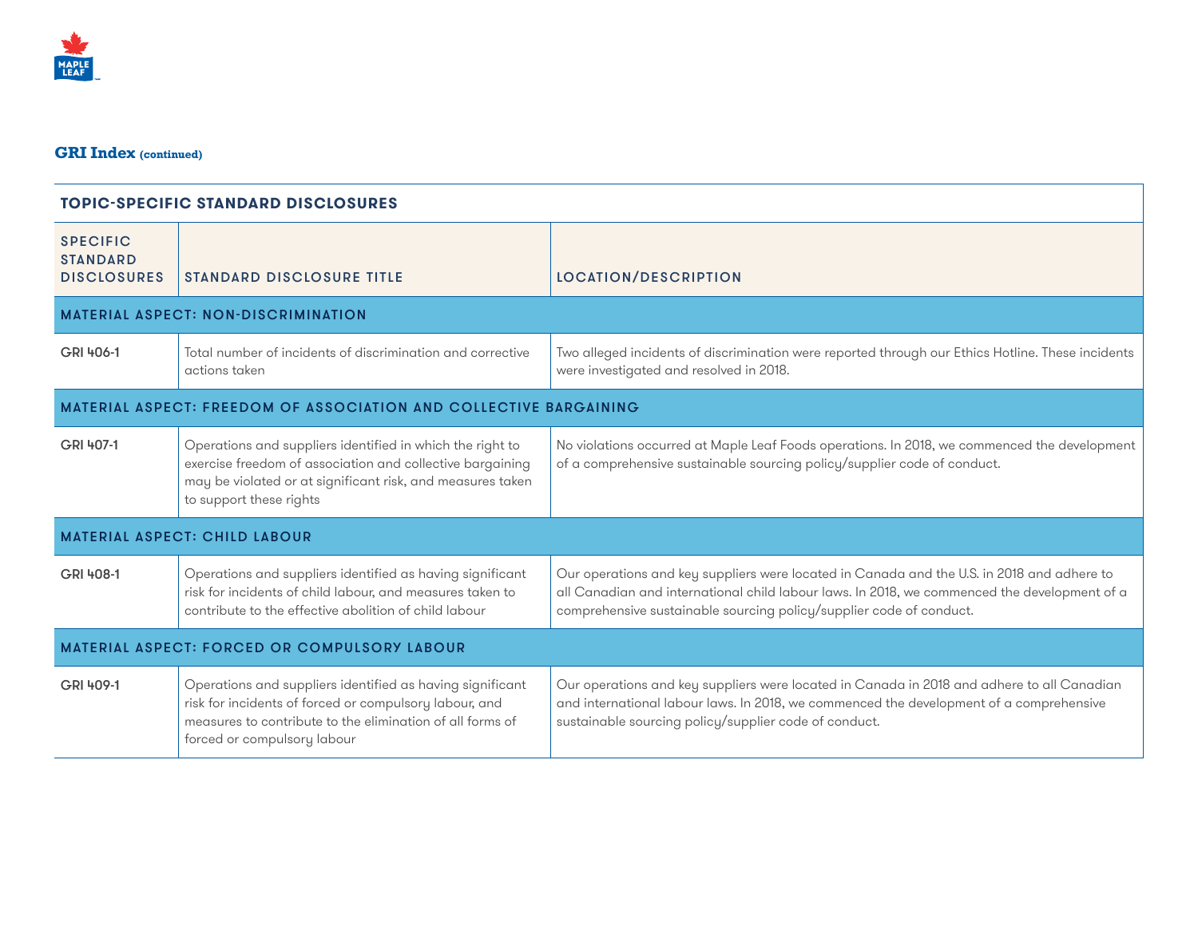## GRI Index (continued)

| TOPIC-SPECIFIC STANDARD DISCLOSURES | | |
|---|---|---|
| **SPECIFIC STANDARD DISCLOSURES** | **STANDARD DISCLOSURE TITLE** | **LOCATION/DESCRIPTION** |
| **MATERIAL ASPECT: NON-DISCRIMINATION** | | |
| **GRI 406-1** | Total number of incidents of discrimination and corrective actions taken | Two alleged incidents of discrimination were reported through our Ethics Hotline. These incidents were investigated and resolved in 2018. |
| **MATERIAL ASPECT: FREEDOM OF ASSOCIATION AND COLLECTIVE BARGAINING** | | |
| **GRI 407-1** | Operations and suppliers identified in which the right to exercise freedom of association and collective bargaining may be violated or at significant risk, and measures taken to support these rights | No violations occurred at Maple Leaf Foods operations. In 2018, we commenced the development of a comprehensive sustainable sourcing policy/supplier code of conduct. |
| **MATERIAL ASPECT: CHILD LABOUR** | | |
| **GRI 408-1** | Operations and suppliers identified as having significant risk for incidents of child labour, and measures taken to contribute to the effective abolition of child labour | Our operations and key suppliers were located in Canada and the U.S. in 2018 and adhere to all Canadian and international child labour laws. In 2018, we commenced the development of a comprehensive sustainable sourcing policy/supplier code of conduct. |
| **MATERIAL ASPECT: FORCED OR COMPULSORY LABOUR** | | |
| **GRI 409-1** | Operations and suppliers identified as having significant risk for incidents of forced or compulsory labour, and measures to contribute to the elimination of all forms of forced or compulsory labour | Our operations and key suppliers were located in Canada in 2018 and adhere to all Canadian and international labour laws. In 2018, we commenced the development of a comprehensive sustainable sourcing policy/supplier code of conduct. |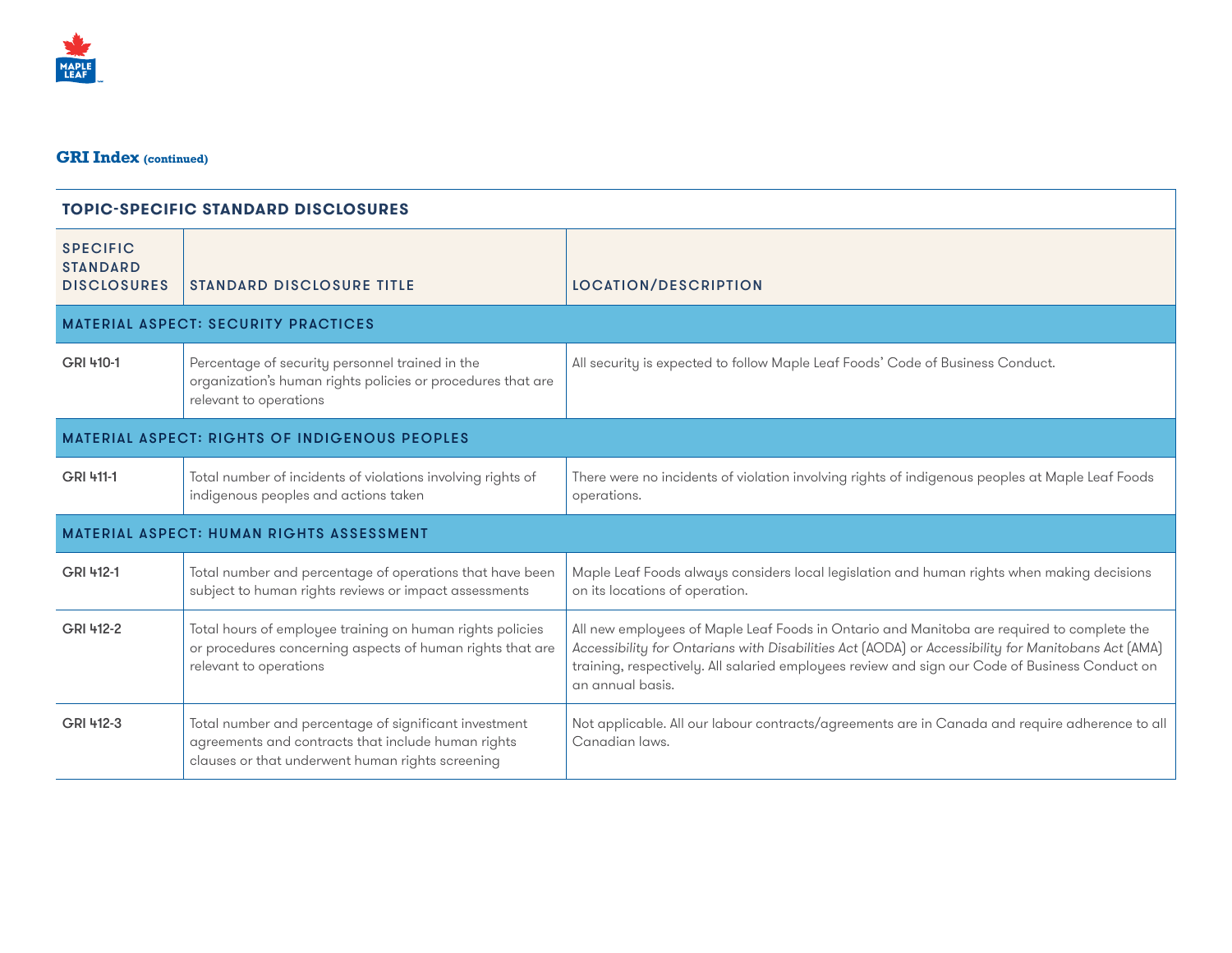## GRI Index (continued)

| TOPIC-SPECIFIC STANDARD DISCLOSURES | | |
|---|---|---|
| SPECIFIC STANDARD DISCLOSURES | STANDARD DISCLOSURE TITLE | LOCATION/DESCRIPTION |
| **MATERIAL ASPECT: SECURITY PRACTICES** | | |
| GRI 410-1 | Percentage of security personnel trained in the organization's human rights policies or procedures that are relevant to operations | All security is expected to follow Maple Leaf Foods' Code of Business Conduct. |
| **MATERIAL ASPECT: RIGHTS OF INDIGENOUS PEOPLES** | | |
| GRI 411-1 | Total number of incidents of violations involving rights of indigenous peoples and actions taken | There were no incidents of violation involving rights of indigenous peoples at Maple Leaf Foods operations. |
| **MATERIAL ASPECT: HUMAN RIGHTS ASSESSMENT** | | |
| GRI 412-1 | Total number and percentage of operations that have been subject to human rights reviews or impact assessments | Maple Leaf Foods always considers local legislation and human rights when making decisions on its locations of operation. |
| GRI 412-2 | Total hours of employee training on human rights policies or procedures concerning aspects of human rights that are relevant to operations | All new employees of Maple Leaf Foods in Ontario and Manitoba are required to complete the *Accessibility for Ontarians with Disabilities Act* (AODA) or *Accessibility for Manitobans Act* (AMA) training, respectively. All salaried employees review and sign our Code of Business Conduct on an annual basis. |
| GRI 412-3 | Total number and percentage of significant investment agreements and contracts that include human rights clauses or that underwent human rights screening | Not applicable. All our labour contracts/agreements are in Canada and require adherence to all Canadian laws. |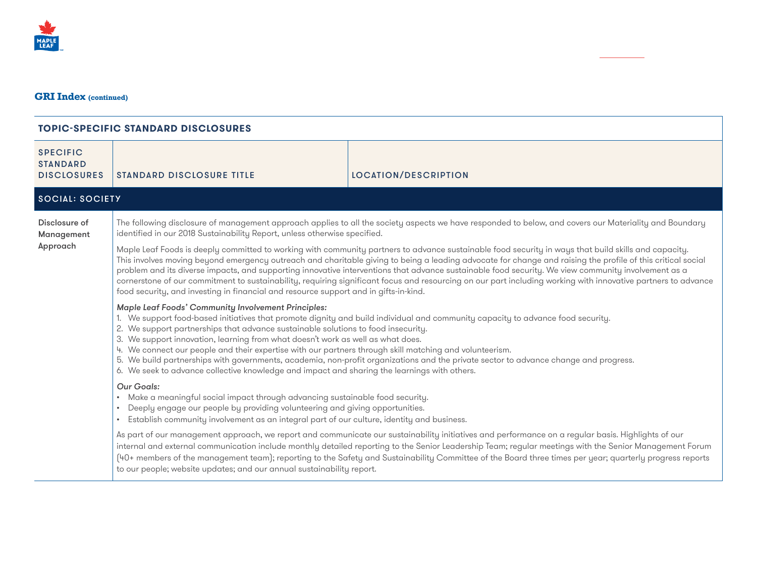## GRI Index (continued)

| TOPIC-SPECIFIC STANDARD DISCLOSURES | | |
|---|---|---|
| **SPECIFIC STANDARD DISCLOSURES** | **STANDARD DISCLOSURE TITLE** | **LOCATION/DESCRIPTION** |
| **SOCIAL: SOCIETY** | | |
| Disclosure of Management Approach | The following disclosure of management approach applies to all the society aspects we have responded to below, and covers our Materiality and Boundary identified in our 2018 Sustainability Report, unless otherwise specified.<br><br>Maple Leaf Foods is deeply committed to working with community partners to advance sustainable food security in ways that build skills and capacity. This involves moving beyond emergency outreach and charitable giving to being a leading advocate for change and raising the profile of this critical social problem and its diverse impacts, and supporting innovative interventions that advance sustainable food security. We view community involvement as a cornerstone of our commitment to sustainability, requiring significant focus and resourcing on our part including working with innovative partners to advance food security, and investing in financial and resource support and in gifts-in-kind.<br><br>*Maple Leaf Foods' Community Involvement Principles:*<br>1. We support food-based initiatives that promote dignity and build individual and community capacity to advance food security.<br>2. We support partnerships that advance sustainable solutions to food insecurity.<br>3. We support innovation, learning from what doesn't work as well as what does.<br>4. We connect our people and their expertise with our partners through skill matching and volunteerism.<br>5. We build partnerships with governments, academia, non-profit organizations and the private sector to advance change and progress.<br>6. We seek to advance collective knowledge and impact and sharing the learnings with others.<br><br>*Our Goals:*<br>• Make a meaningful social impact through advancing sustainable food security.<br>• Deeply engage our people by providing volunteering and giving opportunities.<br>• Establish community involvement as an integral part of our culture, identity and business.<br><br>As part of our management approach, we report and communicate our sustainability initiatives and performance on a regular basis. Highlights of our internal and external communication include monthly detailed reporting to the Senior Leadership Team; regular meetings with the Senior Management Forum (40+ members of the management team); reporting to the Safety and Sustainability Committee of the Board three times per year; quarterly progress reports to our people; website updates; and our annual sustainability report. | |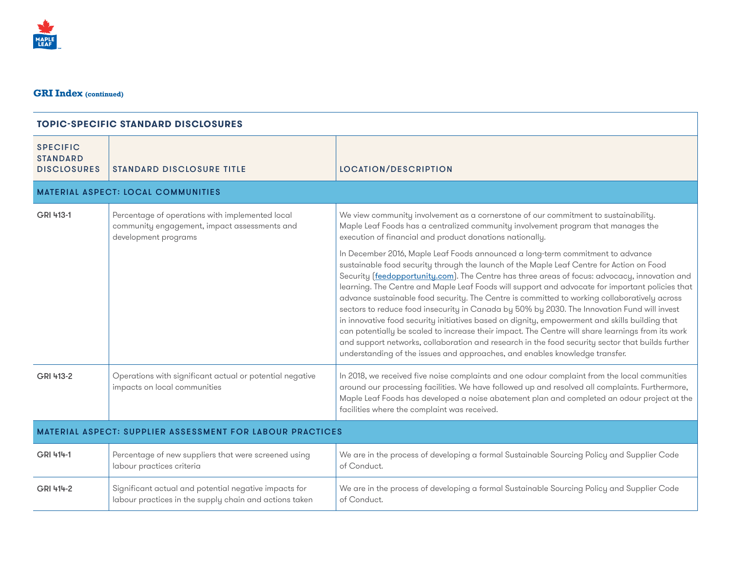## GRI Index (continued)

| TOPIC-SPECIFIC STANDARD DISCLOSURES | | |
|---|---|---|
| **SPECIFIC STANDARD DISCLOSURES** | **STANDARD DISCLOSURE TITLE** | **LOCATION/DESCRIPTION** |
| **MATERIAL ASPECT: LOCAL COMMUNITIES** | | |
| GRI 413-1 | Percentage of operations with implemented local community engagement, impact assessments and development programs | We view community involvement as a cornerstone of our commitment to sustainability. Maple Leaf Foods has a centralized community involvement program that manages the execution of financial and product donations nationally.<br><br>In December 2016, Maple Leaf Foods announced a long-term commitment to advance sustainable food security through the launch of the Maple Leaf Centre for Action on Food Security (feedopportunity.com). The Centre has three areas of focus: advocacy, innovation and learning. The Centre and Maple Leaf Foods will support and advocate for important policies that advance sustainable food security. The Centre is committed to working collaboratively across sectors to reduce food insecurity in Canada by 50% by 2030. The Innovation Fund will invest in innovative food security initiatives based on dignity, empowerment and skills building that can potentially be scaled to increase their impact. The Centre will share learnings from its work and support networks, collaboration and research in the food security sector that builds further understanding of the issues and approaches, and enables knowledge transfer. |
| GRI 413-2 | Operations with significant actual or potential negative impacts on local communities | In 2018, we received five noise complaints and one odour complaint from the local communities around our processing facilities. We have followed up and resolved all complaints. Furthermore, Maple Leaf Foods has developed a noise abatement plan and completed an odour project at the facilities where the complaint was received. |
| **MATERIAL ASPECT: SUPPLIER ASSESSMENT FOR LABOUR PRACTICES** | | |
| GRI 414-1 | Percentage of new suppliers that were screened using labour practices criteria | We are in the process of developing a formal Sustainable Sourcing Policy and Supplier Code of Conduct. |
| GRI 414-2 | Significant actual and potential negative impacts for labour practices in the supply chain and actions taken | We are in the process of developing a formal Sustainable Sourcing Policy and Supplier Code of Conduct. |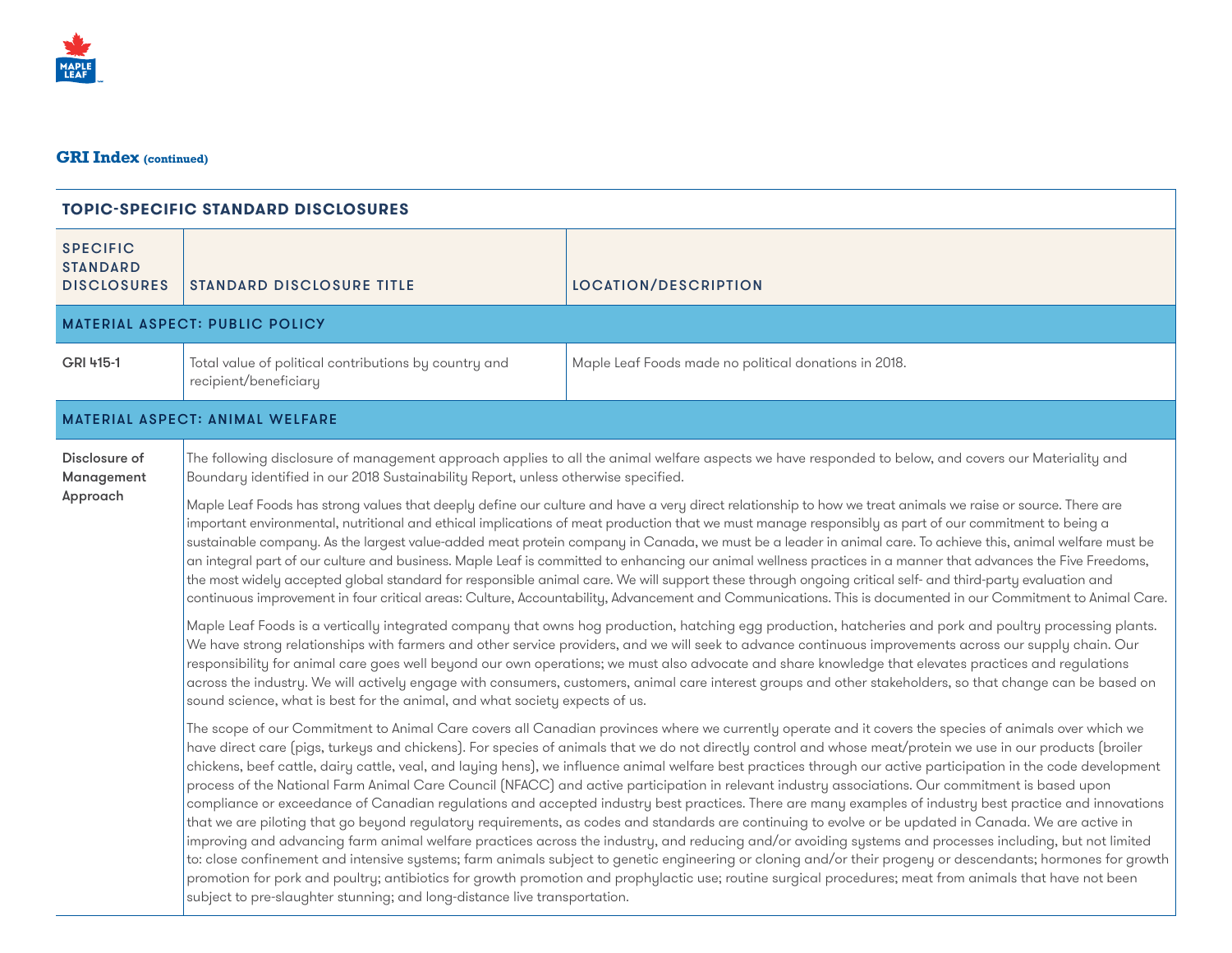## GRI Index (continued)

| TOPIC-SPECIFIC STANDARD DISCLOSURES | | |
|---|---|---|
| **SPECIFIC STANDARD DISCLOSURES** | **STANDARD DISCLOSURE TITLE** | **LOCATION/DESCRIPTION** |
| **MATERIAL ASPECT: PUBLIC POLICY** | | |
| GRI 415-1 | Total value of political contributions by country and recipient/beneficiary | Maple Leaf Foods made no political donations in 2018. |
| **MATERIAL ASPECT: ANIMAL WELFARE** | | |
| Disclosure of Management Approach | The following disclosure of management approach applies to all the animal welfare aspects we have responded to below, and covers our Materiality and Boundary identified in our 2018 Sustainability Report, unless otherwise specified.<br><br>Maple Leaf Foods has strong values that deeply define our culture and have a very direct relationship to how we treat animals we raise or source. There are important environmental, nutritional and ethical implications of meat production that we must manage responsibly as part of our commitment to being a sustainable company. As the largest value-added meat protein company in Canada, we must be a leader in animal care. To achieve this, animal welfare must be an integral part of our culture and business. Maple Leaf is committed to enhancing our animal wellness practices in a manner that advances the Five Freedoms, the most widely accepted global standard for responsible animal care. We will support these through ongoing critical self- and third-party evaluation and continuous improvement in four critical areas: Culture, Accountability, Advancement and Communications. This is documented in our Commitment to Animal Care.<br><br>Maple Leaf Foods is a vertically integrated company that owns hog production, hatching egg production, hatcheries and pork and poultry processing plants. We have strong relationships with farmers and other service providers, and we will seek to advance continuous improvements across our supply chain. Our responsibility for animal care goes well beyond our own operations; we must also advocate and share knowledge that elevates practices and regulations across the industry. We will actively engage with consumers, customers, animal care interest groups and other stakeholders, so that change can be based on sound science, what is best for the animal, and what society expects of us.<br><br>The scope of our Commitment to Animal Care covers all Canadian provinces where we currently operate and it covers the species of animals over which we have direct care (pigs, turkeys and chickens). For species of animals that we do not directly control and whose meat/protein we use in our products (broiler chickens, beef cattle, dairy cattle, veal, and laying hens), we influence animal welfare best practices through our active participation in the code development process of the National Farm Animal Care Council (NFACC) and active participation in relevant industry associations. Our commitment is based upon compliance or exceedance of Canadian regulations and accepted industry best practices. There are many examples of industry best practice and innovations that we are piloting that go beyond regulatory requirements, as codes and standards are continuing to evolve or be updated in Canada. We are active in improving and advancing farm animal welfare practices across the industry, and reducing and/or avoiding systems and processes including, but not limited to: close confinement and intensive systems; farm animals subject to genetic engineering or cloning and/or their progeny or descendants; hormones for growth promotion for pork and poultry; antibiotics for growth promotion and prophylactic use; routine surgical procedures; meat from animals that have not been subject to pre-slaughter stunning; and long-distance live transportation. | |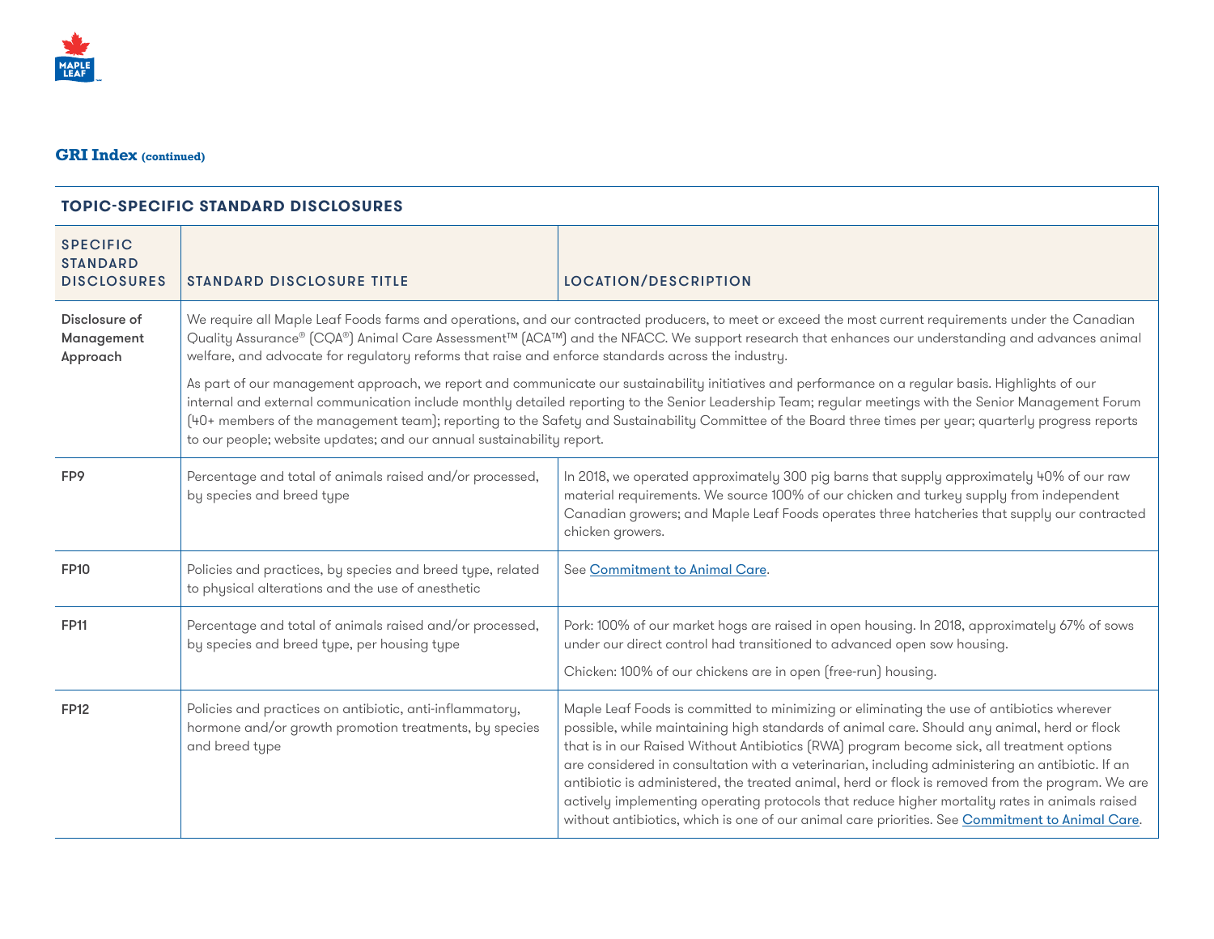## GRI Index (continued)

| TOPIC-SPECIFIC STANDARD DISCLOSURES | | |
|---|---|---|
| SPECIFIC STANDARD DISCLOSURES | STANDARD DISCLOSURE TITLE | LOCATION/DESCRIPTION |
| Disclosure of Management Approach | We require all Maple Leaf Foods farms and operations, and our contracted producers, to meet or exceed the most current requirements under the Canadian Quality Assurance® (CQA®) Animal Care Assessment™ (ACA™) and the NFACC. We support research that enhances our understanding and advances animal welfare, and advocate for regulatory reforms that raise and enforce standards across the industry.<br><br>As part of our management approach, we report and communicate our sustainability initiatives and performance on a regular basis. Highlights of our internal and external communication include monthly detailed reporting to the Senior Leadership Team; regular meetings with the Senior Management Forum (40+ members of the management team); reporting to the Safety and Sustainability Committee of the Board three times per year; quarterly progress reports to our people; website updates; and our annual sustainability report. | |
| FP9 | Percentage and total of animals raised and/or processed, by species and breed type | In 2018, we operated approximately 300 pig barns that supply approximately 40% of our raw material requirements. We source 100% of our chicken and turkey supply from independent Canadian growers; and Maple Leaf Foods operates three hatcheries that supply our contracted chicken growers. |
| FP10 | Policies and practices, by species and breed type, related to physical alterations and the use of anesthetic | See Commitment to Animal Care. |
| FP11 | Percentage and total of animals raised and/or processed, by species and breed type, per housing type | Pork: 100% of our market hogs are raised in open housing. In 2018, approximately 67% of sows under our direct control had transitioned to advanced open sow housing.<br><br>Chicken: 100% of our chickens are in open (free-run) housing. |
| FP12 | Policies and practices on antibiotic, anti-inflammatory, hormone and/or growth promotion treatments, by species and breed type | Maple Leaf Foods is committed to minimizing or eliminating the use of antibiotics wherever possible, while maintaining high standards of animal care. Should any animal, herd or flock that is in our Raised Without Antibiotics (RWA) program become sick, all treatment options are considered in consultation with a veterinarian, including administering an antibiotic. If an antibiotic is administered, the treated animal, herd or flock is removed from the program. We are actively implementing operating protocols that reduce higher mortality rates in animals raised without antibiotics, which is one of our animal care priorities. See Commitment to Animal Care. |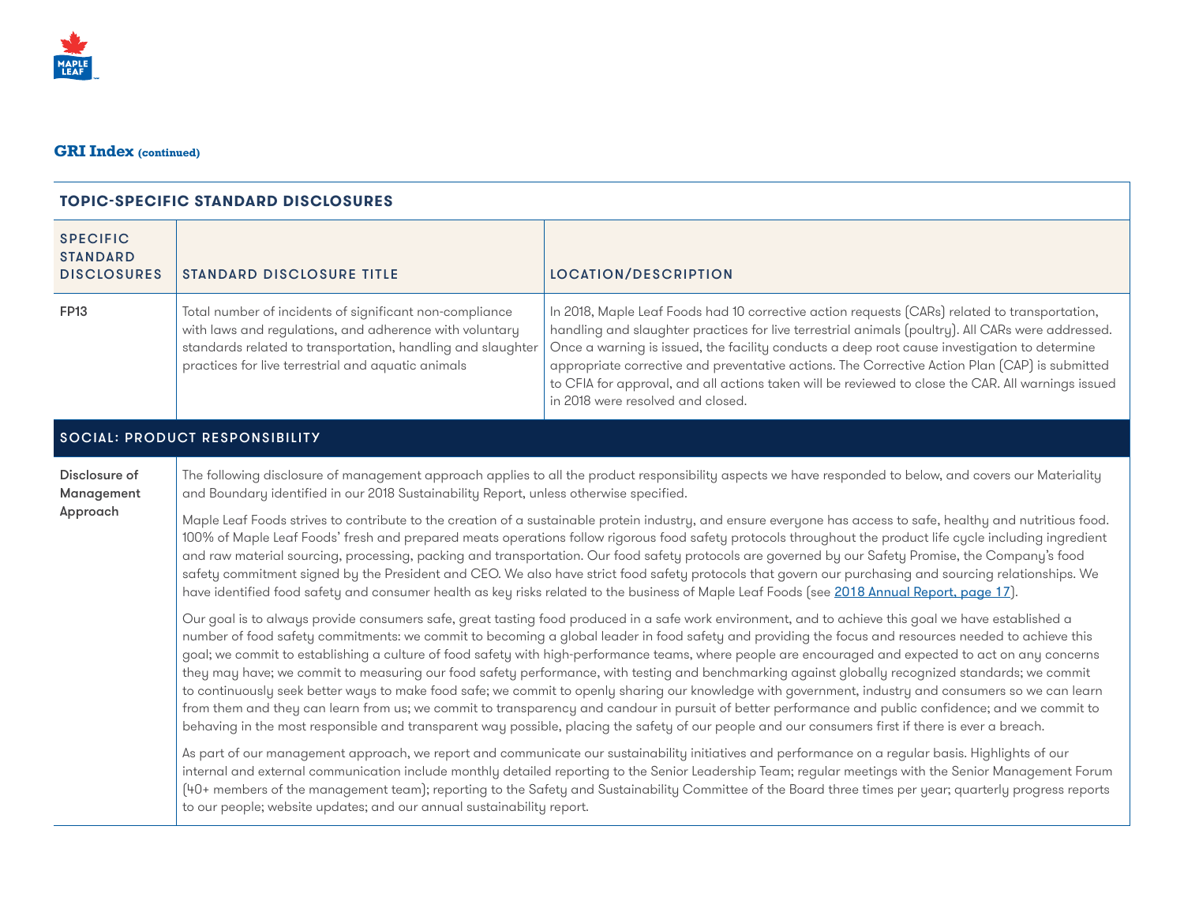## GRI Index (continued)

| TOPIC-SPECIFIC STANDARD DISCLOSURES | | |
|---|---|---|
| **SPECIFIC STANDARD DISCLOSURES** | **STANDARD DISCLOSURE TITLE** | **LOCATION/DESCRIPTION** |
| FP13 | Total number of incidents of significant non-compliance with laws and regulations, and adherence with voluntary standards related to transportation, handling and slaughter practices for live terrestrial and aquatic animals | In 2018, Maple Leaf Foods had 10 corrective action requests (CARs) related to transportation, handling and slaughter practices for live terrestrial animals (poultry). All CARs were addressed. Once a warning is issued, the facility conducts a deep root cause investigation to determine appropriate corrective and preventative actions. The Corrective Action Plan (CAP) is submitted to CFIA for approval, and all actions taken will be reviewed to close the CAR. All warnings issued in 2018 were resolved and closed. |
| **SOCIAL: PRODUCT RESPONSIBILITY** | | |
| Disclosure of Management Approach | The following disclosure of management approach applies to all the product responsibility aspects we have responded to below, and covers our Materiality and Boundary identified in our 2018 Sustainability Report, unless otherwise specified.<br><br>Maple Leaf Foods strives to contribute to the creation of a sustainable protein industry, and ensure everyone has access to safe, healthy and nutritious food. 100% of Maple Leaf Foods' fresh and prepared meats operations follow rigorous food safety protocols throughout the product life cycle including ingredient and raw material sourcing, processing, packing and transportation. Our food safety protocols are governed by our Safety Promise, the Company's food safety commitment signed by the President and CEO. We also have strict food safety protocols that govern our purchasing and sourcing relationships. We have identified food safety and consumer health as key risks related to the business of Maple Leaf Foods (see 2018 Annual Report, page 17).<br><br>Our goal is to always provide consumers safe, great tasting food produced in a safe work environment, and to achieve this goal we have established a number of food safety commitments: we commit to becoming a global leader in food safety and providing the focus and resources needed to achieve this goal; we commit to establishing a culture of food safety with high-performance teams, where people are encouraged and expected to act on any concerns they may have; we commit to measuring our food safety performance, with testing and benchmarking against globally recognized standards; we commit to continuously seek better ways to make food safe; we commit to openly sharing our knowledge with government, industry and consumers so we can learn from them and they can learn from us; we commit to transparency and candour in pursuit of better performance and public confidence; and we commit to behaving in the most responsible and transparent way possible, placing the safety of our people and our consumers first if there is ever a breach.<br><br>As part of our management approach, we report and communicate our sustainability initiatives and performance on a regular basis. Highlights of our internal and external communication include monthly detailed reporting to the Senior Leadership Team; regular meetings with the Senior Management Forum (40+ members of the management team); reporting to the Safety and Sustainability Committee of the Board three times per year; quarterly progress reports to our people; website updates; and our annual sustainability report. | |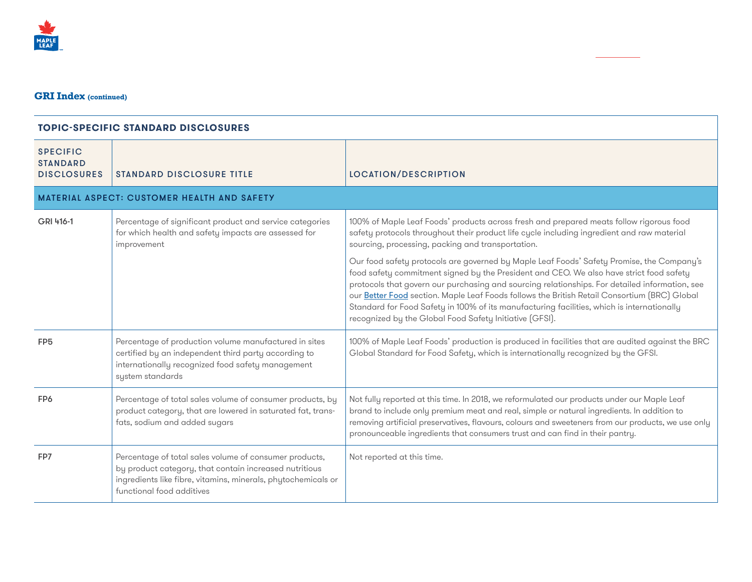## GRI Index (continued)

| TOPIC-SPECIFIC STANDARD DISCLOSURES | | |
|---|---|---|
| SPECIFIC STANDARD DISCLOSURES | STANDARD DISCLOSURE TITLE | LOCATION/DESCRIPTION |
| MATERIAL ASPECT: CUSTOMER HEALTH AND SAFETY | | |
| GRI 416-1 | Percentage of significant product and service categories for which health and safety impacts are assessed for improvement | 100% of Maple Leaf Foods' products across fresh and prepared meats follow rigorous food safety protocols throughout their product life cycle including ingredient and raw material sourcing, processing, packing and transportation.<br><br>Our food safety protocols are governed by Maple Leaf Foods' Safety Promise, the Company's food safety commitment signed by the President and CEO. We also have strict food safety protocols that govern our purchasing and sourcing relationships. For detailed information, see our Better Food section. Maple Leaf Foods follows the British Retail Consortium (BRC) Global Standard for Food Safety in 100% of its manufacturing facilities, which is internationally recognized by the Global Food Safety Initiative (GFSI). |
| FP5 | Percentage of production volume manufactured in sites certified by an independent third party according to internationally recognized food safety management system standards | 100% of Maple Leaf Foods' production is produced in facilities that are audited against the BRC Global Standard for Food Safety, which is internationally recognized by the GFSI. |
| FP6 | Percentage of total sales volume of consumer products, by product category, that are lowered in saturated fat, trans-fats, sodium and added sugars | Not fully reported at this time. In 2018, we reformulated our products under our Maple Leaf brand to include only premium meat and real, simple or natural ingredients. In addition to removing artificial preservatives, flavours, colours and sweeteners from our products, we use only pronounceable ingredients that consumers trust and can find in their pantry. |
| FP7 | Percentage of total sales volume of consumer products, by product category, that contain increased nutritious ingredients like fibre, vitamins, minerals, phytochemicals or functional food additives | Not reported at this time. |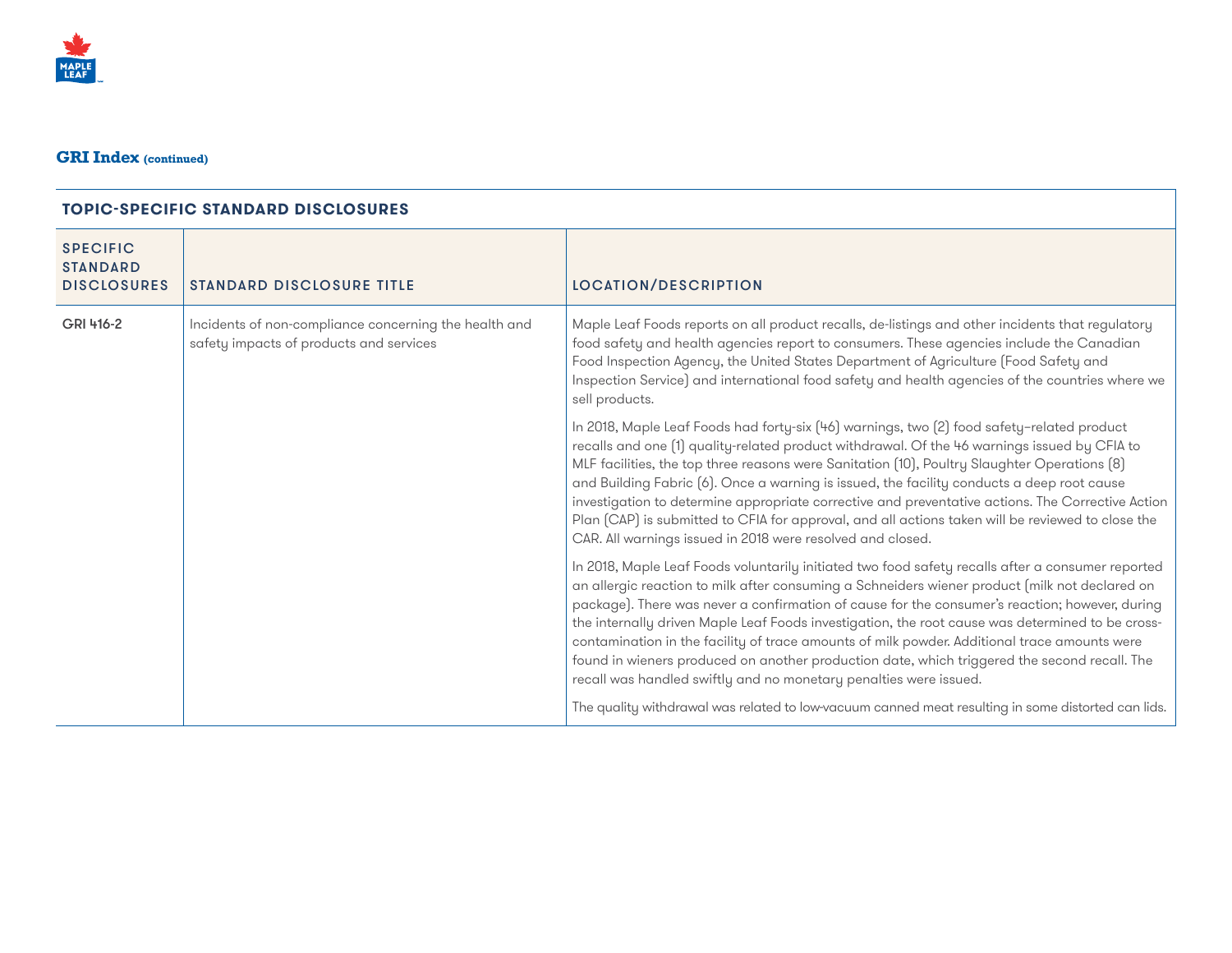## GRI Index (continued)

| TOPIC-SPECIFIC STANDARD DISCLOSURES | | |
|---|---|---|
| SPECIFIC STANDARD DISCLOSURES | STANDARD DISCLOSURE TITLE | LOCATION/DESCRIPTION |
| GRI 416-2 | Incidents of non-compliance concerning the health and safety impacts of products and services | Maple Leaf Foods reports on all product recalls, de-listings and other incidents that regulatory food safety and health agencies report to consumers. These agencies include the Canadian Food Inspection Agency, the United States Department of Agriculture (Food Safety and Inspection Service) and international food safety and health agencies of the countries where we sell products.<br><br>In 2018, Maple Leaf Foods had forty-six (46) warnings, two (2) food safety–related product recalls and one (1) quality-related product withdrawal. Of the 46 warnings issued by CFIA to MLF facilities, the top three reasons were Sanitation (10), Poultry Slaughter Operations (8) and Building Fabric (6). Once a warning is issued, the facility conducts a deep root cause investigation to determine appropriate corrective and preventative actions. The Corrective Action Plan (CAP) is submitted to CFIA for approval, and all actions taken will be reviewed to close the CAR. All warnings issued in 2018 were resolved and closed.<br><br>In 2018, Maple Leaf Foods voluntarily initiated two food safety recalls after a consumer reported an allergic reaction to milk after consuming a Schneiders wiener product (milk not declared on package). There was never a confirmation of cause for the consumer's reaction; however, during the internally driven Maple Leaf Foods investigation, the root cause was determined to be cross-contamination in the facility of trace amounts of milk powder. Additional trace amounts were found in wieners produced on another production date, which triggered the second recall. The recall was handled swiftly and no monetary penalties were issued.<br><br>The quality withdrawal was related to low-vacuum canned meat resulting in some distorted can lids. |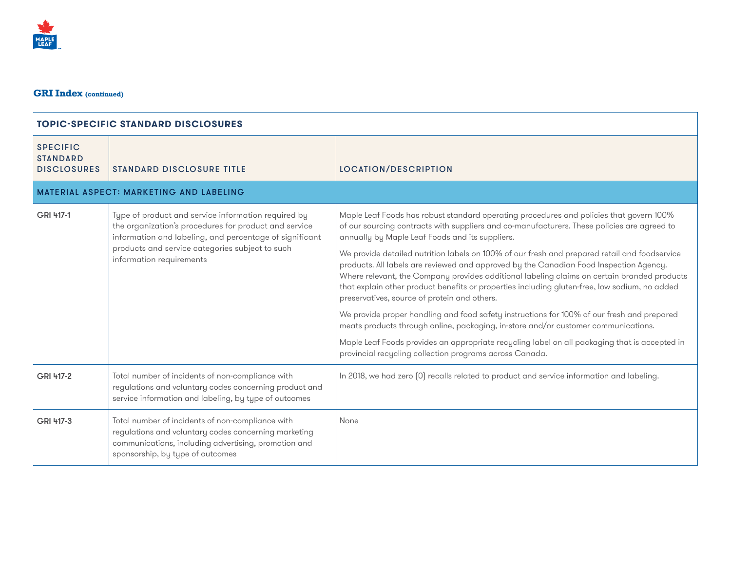## GRI Index (continued)

| TOPIC-SPECIFIC STANDARD DISCLOSURES | | |
|---|---|---|
| **SPECIFIC STANDARD DISCLOSURES** | **STANDARD DISCLOSURE TITLE** | **LOCATION/DESCRIPTION** |
| **MATERIAL ASPECT: MARKETING AND LABELING** | | |
| GRI 417-1 | Type of product and service information required by the organization's procedures for product and service information and labeling, and percentage of significant products and service categories subject to such information requirements | Maple Leaf Foods has robust standard operating procedures and policies that govern 100% of our sourcing contracts with suppliers and co-manufacturers. These policies are agreed to annually by Maple Leaf Foods and its suppliers.<br><br>We provide detailed nutrition labels on 100% of our fresh and prepared retail and foodservice products. All labels are reviewed and approved by the Canadian Food Inspection Agency. Where relevant, the Company provides additional labeling claims on certain branded products that explain other product benefits or properties including gluten-free, low sodium, no added preservatives, source of protein and others.<br><br>We provide proper handling and food safety instructions for 100% of our fresh and prepared meats products through online, packaging, in-store and/or customer communications.<br><br>Maple Leaf Foods provides an appropriate recycling label on all packaging that is accepted in provincial recycling collection programs across Canada. |
| GRI 417-2 | Total number of incidents of non-compliance with regulations and voluntary codes concerning product and service information and labeling, by type of outcomes | In 2018, we had zero (0) recalls related to product and service information and labeling. |
| GRI 417-3 | Total number of incidents of non-compliance with regulations and voluntary codes concerning marketing communications, including advertising, promotion and sponsorship, by type of outcomes | None |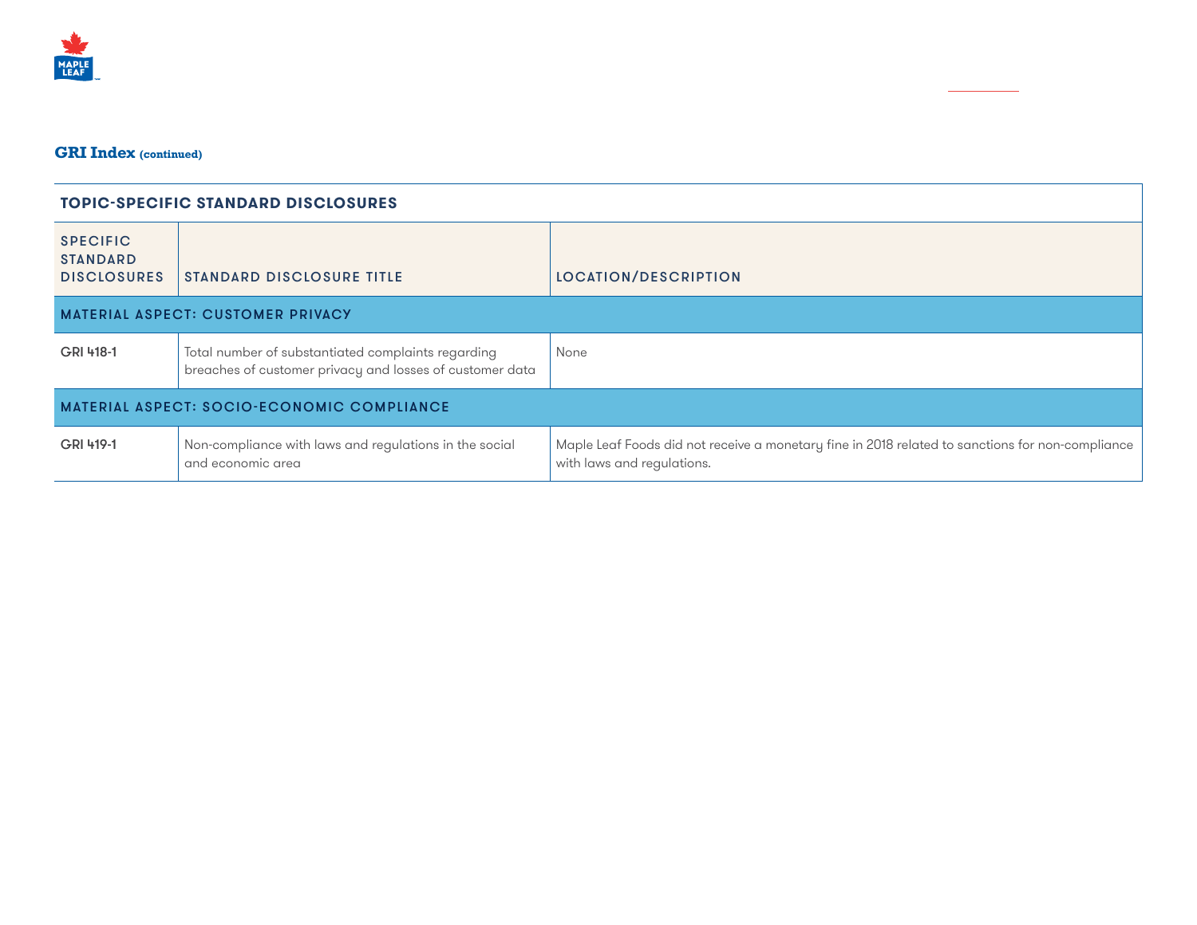## GRI Index (continued)

| TOPIC-SPECIFIC STANDARD DISCLOSURES | | |
|---|---|---|
| SPECIFIC STANDARD DISCLOSURES | STANDARD DISCLOSURE TITLE | LOCATION/DESCRIPTION |
| MATERIAL ASPECT: CUSTOMER PRIVACY | | |
| GRI 418-1 | Total number of substantiated complaints regarding breaches of customer privacy and losses of customer data | None |
| MATERIAL ASPECT: SOCIO-ECONOMIC COMPLIANCE | | |
| GRI 419-1 | Non-compliance with laws and regulations in the social and economic area | Maple Leaf Foods did not receive a monetary fine in 2018 related to sanctions for non-compliance with laws and regulations. |